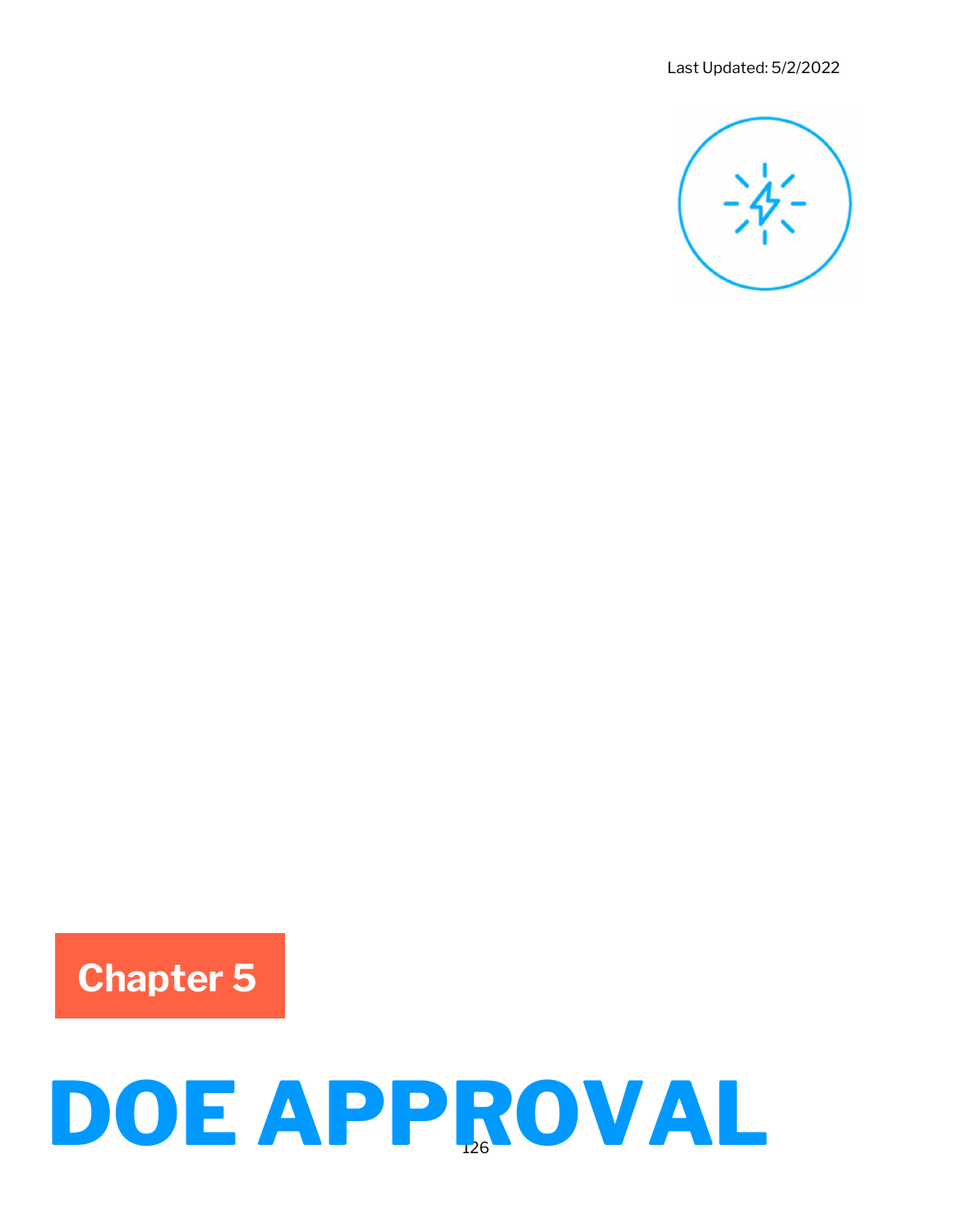Last Updated: 5/2/2022

**Chapter 5**

# DOE APPROVAL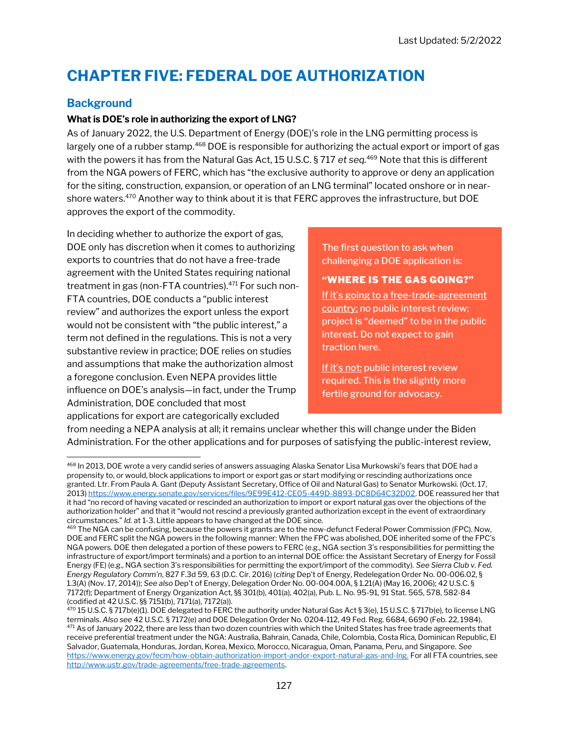# CHAPTER FIVE: FEDERAL DOE AUTHORIZATION

## Background

**What is DOE's role in authorizing the export of LNG?**

As of January 2022, the U.S. Department of Energy (DOE)'s role in the LNG permitting process is largely one of a rubber stamp.[468] DOE is responsible for authorizing the actual export or import of gas with the powers it has from the Natural Gas Act, 15 U.S.C. § 717 *et seq.*[469] Note that this is different from the NGA powers of FERC, which has "the exclusive authority to approve or deny an application for the siting, construction, expansion, or operation of an LNG terminal" located onshore or in near-shore waters.[470] Another way to think about it is that FERC approves the infrastructure, but DOE approves the export of the commodity.

In deciding whether to authorize the export of gas, DOE only has discretion when it comes to authorizing exports to countries that do not have a free-trade agreement with the United States requiring national treatment in gas (non-FTA countries).[471] For such non-FTA countries, DOE conducts a "public interest review" and authorizes the export unless the export would not be consistent with "the public interest," a term not defined in the regulations. This is not a very substantive review in practice; DOE relies on studies and assumptions that make the authorization almost a foregone conclusion. Even NEPA provides little influence on DOE's analysis—in fact, under the Trump Administration, DOE concluded that most applications for export are categorically excluded from needing a NEPA analysis at all; it remains unclear whether this will change under the Biden Administration. For the other applications and for purposes of satisfying the public-interest review,

> The first question to ask when challenging a DOE application is:
>
> **"WHERE IS THE GAS GOING?"**
>
> If it's going to a free-trade-agreement country: no public interest review; project is "deemed" to be in the public interest. Do not expect to gain traction here.
>
> If it's not: public interest review required. This is the slightly more fertile ground for advocacy.

---

[468] In 2013, DOE wrote a very candid series of answers assuaging Alaska Senator Lisa Murkowski's fears that DOE had a propensity to, or would, block applications to import or export gas or start modifying or rescinding authorizations once granted. Ltr. From Paula A. Gant (Deputy Assistant Secretary, Office of Oil and Natural Gas) to Senator Murkowski. (Oct. 17, 2013) https://www.energy.senate.gov/services/files/9E99E412-CE05-449D-8893-DC8D64C32D02. DOE reassured her that it had "no record of having vacated or rescinded an authorization to import or export natural gas over the objections of the authorization holder" and that it "would not rescind a previously granted authorization except in the event of extraordinary circumstances." *Id.* at 1-3. Little appears to have changed at the DOE since.

[469] The NGA can be confusing, because the powers it grants are to the now-defunct Federal Power Commission (FPC). Now, DOE and FERC split the NGA powers in the following manner: When the FPC was abolished, DOE inherited some of the FPC's NGA powers. DOE then delegated a portion of these powers to FERC (e.g., NGA section 3's responsibilities for permitting the infrastructure of export/import terminals) and a portion to an internal DOE office: the Assistant Secretary of Energy for Fossil Energy (FE) (e.g., NGA section 3's responsibilities for permitting the export/import of the commodity). *See Sierra Club v. Fed. Energy Regulatory Comm'n*, 827 F.3d 59, 63 (D.C. Cir. 2016) (*citing* Dep't of Energy, Redelegation Order No. 00-006.02, § 1.3(A) (Nov. 17, 2014)); *See also* Dep't of Energy, Delegation Order No. 00-004.00A, § 1.21(A) (May 16, 2006); 42 U.S.C. § 7172(f); Department of Energy Organization Act, §§ 301(b), 401(a), 402(a), Pub. L. No. 95-91, 91 Stat. 565, 578, 582-84 (codified at 42 U.S.C. §§ 7151(b), 7171(a), 7172(a)).

[470] 15 U.S.C. § 717b(e)(1). DOE delegated to FERC the authority under Natural Gas Act § 3(e), 15 U.S.C. § 717b(e), to license LNG terminals. *Also see* 42 U.S.C. § 7172(e) and DOE Delegation Order No. 0204-112, 49 Fed. Reg. 6684, 6690 (Feb. 22, 1984).

[471] As of January 2022, there are less than two dozen countries with which the United States has free trade agreements that receive preferential treatment under the NGA: Australia, Bahrain, Canada, Chile, Colombia, Costa Rica, Dominican Republic, El Salvador, Guatemala, Honduras, Jordan, Korea, Mexico, Morocco, Nicaragua, Oman, Panama, Peru, and Singapore. *See* https://www.energy.gov/fecm/how-obtain-authorization-import-andor-export-natural-gas-and-lng. For all FTA countries, see http://www.ustr.gov/trade-agreements/free-trade-agreements.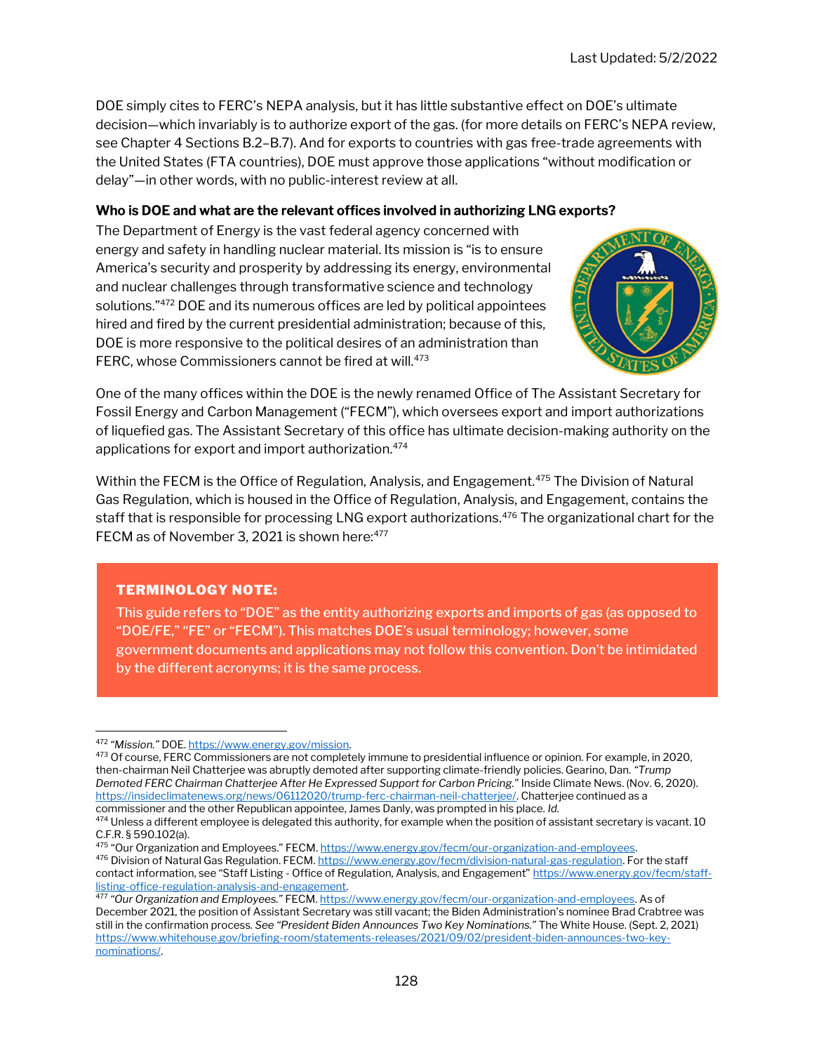DOE simply cites to FERC's NEPA analysis, but it has little substantive effect on DOE's ultimate decision—which invariably is to authorize export of the gas. (for more details on FERC's NEPA review, see Chapter 4 Sections B.2–B.7). And for exports to countries with gas free-trade agreements with the United States (FTA countries), DOE must approve those applications "without modification or delay"—in other words, with no public-interest review at all.

**Who is DOE and what are the relevant offices involved in authorizing LNG exports?**

The Department of Energy is the vast federal agency concerned with energy and safety in handling nuclear material. Its mission is "is to ensure America's security and prosperity by addressing its energy, environmental and nuclear challenges through transformative science and technology solutions."[472] DOE and its numerous offices are led by political appointees hired and fired by the current presidential administration; because of this, DOE is more responsive to the political desires of an administration than FERC, whose Commissioners cannot be fired at will.[473]

One of the many offices within the DOE is the newly renamed Office of The Assistant Secretary for Fossil Energy and Carbon Management ("FECM"), which oversees export and import authorizations of liquefied gas. The Assistant Secretary of this office has ultimate decision-making authority on the applications for export and import authorization.[474]

Within the FECM is the Office of Regulation, Analysis, and Engagement.[475] The Division of Natural Gas Regulation, which is housed in the Office of Regulation, Analysis, and Engagement, contains the staff that is responsible for processing LNG export authorizations.[476] The organizational chart for the FECM as of November 3, 2021 is shown here:[477]

**TERMINOLOGY NOTE:**

This guide refers to "DOE" as the entity authorizing exports and imports of gas (as opposed to "DOE/FE," "FE" or "FECM"). This matches DOE's usual terminology; however, some government documents and applications may not follow this convention. Don't be intimidated by the different acronyms; it is the same process.

---

[472] *"Mission."* DOE. https://www.energy.gov/mission.

[473] Of course, FERC Commissioners are not completely immune to presidential influence or opinion. For example, in 2020, then-chairman Neil Chatterjee was abruptly demoted after supporting climate-friendly policies. Gearino, Dan. *"Trump Demoted FERC Chairman Chatterjee After He Expressed Support for Carbon Pricing."* Inside Climate News. (Nov. 6, 2020). https://insideclimatenews.org/news/06112020/trump-ferc-chairman-neil-chatterjee/. Chatterjee continued as a commissioner and the other Republican appointee, James Danly, was prompted in his place. *Id.*

[474] Unless a different employee is delegated this authority, for example when the position of assistant secretary is vacant. 10 C.F.R. § 590.102(a).

[475] "Our Organization and Employees." FECM. https://www.energy.gov/fecm/our-organization-and-employees.

[476] Division of Natural Gas Regulation. FECM. https://www.energy.gov/fecm/division-natural-gas-regulation. For the staff contact information, see "Staff Listing - Office of Regulation, Analysis, and Engagement" https://www.energy.gov/fecm/staff-listing-office-regulation-analysis-and-engagement.

[477] *"Our Organization and Employees."* FECM. https://www.energy.gov/fecm/our-organization-and-employees. As of December 2021, the position of Assistant Secretary was still vacant; the Biden Administration's nominee Brad Crabtree was still in the confirmation process. *See "President Biden Announces Two Key Nominations."* The White House. (Sept. 2, 2021) https://www.whitehouse.gov/briefing-room/statements-releases/2021/09/02/president-biden-announces-two-key-nominations/.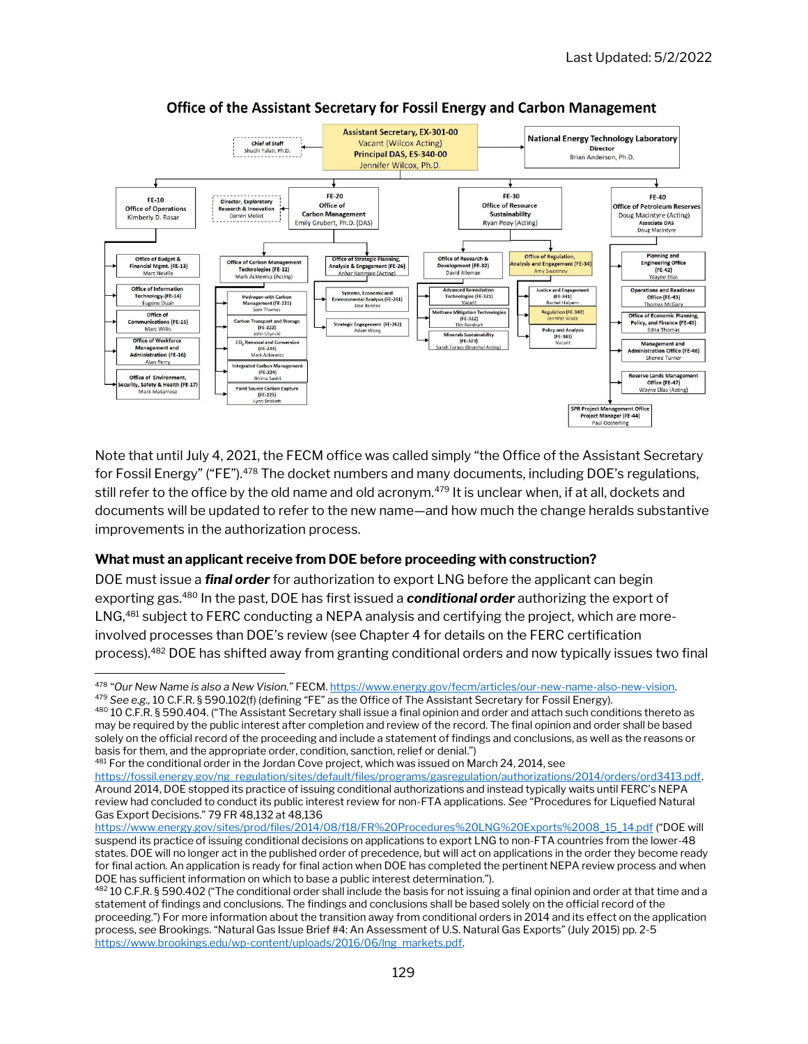## Office of the Assistant Secretary for Fossil Energy and Carbon Management

- Assistant Secretary, EX-301-00 — Vacant (Wilcox Acting)
  - Principal DAS, ES-340-00 — Jennifer Wilcox, Ph.D.
  - Chief of Staff — Shuchi Talati, Ph.D.
  - National Energy Technology Laboratory — Director — Brian Anderson, Ph.D.
- FE-10 Office of Operations — Kimberly D. Rasar
  - Office of Budget & Financial Mgmt. (FE-13) — Marc Neville
  - Office of Information Technology (FE-14) — Eugene Duah
  - Office of Communications (FE-15) — Marc Willis
  - Office of Workforce Management and Administration (FE-16) — Alan Perry
  - Office of Environment, Security, Safety & Health (FE-17) — Mark Matarrese
- FE-20 Office of Carbon Management — Emily Grubert, Ph.D. (DAS)
  - Director, Exploratory Research & Innovation — Darren Mollot
  - Office of Carbon Management Technologies (FE-22) — Mark Ackiewicz (Acting)
    - Hydrogen with Carbon Management (FE-221) — Sam Thomas
    - Carbon Transport and Storage (FE-222) — John Litynski
    - $CO_2$ Removal and Conversion (FE-223) — Mark Ackiewicz
    - Integrated Carbon Management (FE-224) — Bhima Sastri
    - Point Source Carbon Capture (FE-225) — Lynn Brickett
  - Office of Strategic Planning, Analysis & Engagement (FE-26) — Anhar Karimjee (Acting)
    - Systems, Economic and Environmental Analysis (FE-261) — Jose Benitez
    - Strategic Engagement (FE-262) — Adam Wong
- FE-30 Office of Resource Sustainability — Ryan Peay (Acting)
  - Office of Research & Development (FE-32) — David Alleman
    - Advanced Remediation Technologies (FE-321) — Vacant
    - Methane Mitigation Technologies (FE-322) — Tim Reinhart
    - Minerals Sustainability (FE-323) — Sarah Forbes (Bromhal Acting)
  - Office of Regulation, Analysis and Engagement (FE-34) — Amy Sweeney
    - Justice and Engagement (FE-341) — Rachel Halpern
    - Regulation (FE-342) — Jennifer Wade
    - Policy and Analysis (FE-343) — Vacant
- FE-40 Office of Petroleum Reserves — Doug Macintyre (Acting); Associate DAS — Doug Macintyre
  - Planning and Engineering Office (FE-42) — Wayne Elias
  - Operations and Readiness Office (FE-43) — Thomas McGary
  - Office of Economic Planning, Policy, and Finance (FE-45) — Edna Thomas
  - Management and Administration Office (FE-46) — Shenee Turner
  - Reserve Lands Management Office (FE-47) — Wayne Elias (Acting)
  - SPR Project Management Office Project Manager (FE-44) — Paul Oosterling

Note that until July 4, 2021, the FECM office was called simply "the Office of the Assistant Secretary for Fossil Energy" ("FE").[478] The docket numbers and many documents, including DOE's regulations, still refer to the office by the old name and old acronym.[479] It is unclear when, if at all, dockets and documents will be updated to refer to the new name—and how much the change heralds substantive improvements in the authorization process.

### What must an applicant receive from DOE before proceeding with construction?

DOE must issue a ***final order*** for authorization to export LNG before the applicant can begin exporting gas.[480] In the past, DOE has first issued a ***conditional order*** authorizing the export of LNG,[481] subject to FERC conducting a NEPA analysis and certifying the project, which are more-involved processes than DOE's review (see Chapter 4 for details on the FERC certification process).[482] DOE has shifted away from granting conditional orders and now typically issues two final

---

[478] *"Our New Name is also a New Vision."* FECM. https://www.energy.gov/fecm/articles/our-new-name-also-new-vision.

[479] *See e.g.,* 10 C.F.R. § 590.102(f) (defining "FE" as the Office of The Assistant Secretary for Fossil Energy).

[480] 10 C.F.R. § 590.404. ("The Assistant Secretary shall issue a final opinion and order and attach such conditions thereto as may be required by the public interest after completion and review of the record. The final opinion and order shall be based solely on the official record of the proceeding and include a statement of findings and conclusions, as well as the reasons or basis for them, and the appropriate order, condition, sanction, relief or denial.")

[481] For the conditional order in the Jordan Cove project, which was issued on March 24, 2014, see https://fossil.energy.gov/ng_regulation/sites/default/files/programs/gasregulation/authorizations/2014/orders/ord3413.pdf. Around 2014, DOE stopped its practice of issuing conditional authorizations and instead typically waits until FERC's NEPA review had concluded to conduct its public interest review for non-FTA applications. *See* "Procedures for Liquefied Natural Gas Export Decisions." 79 FR 48,132 at 48,136 https://www.energy.gov/sites/prod/files/2014/08/f18/FR%20Procedures%20LNG%20Exports%2008_15_14.pdf ("DOE will suspend its practice of issuing conditional decisions on applications to export LNG to non-FTA countries from the lower-48 states. DOE will no longer act in the published order of precedence, but will act on applications in the order they become ready for final action. An application is ready for final action when DOE has completed the pertinent NEPA review process and when DOE has sufficient information on which to base a public interest determination.").

[482] 10 C.F.R. § 590.402 ("The conditional order shall include the basis for not issuing a final opinion and order at that time and a statement of findings and conclusions. The findings and conclusions shall be based solely on the official record of the proceeding.") For more information about the transition away from conditional orders in 2014 and its effect on the application process, *see* Brookings. "Natural Gas Issue Brief #4: An Assessment of U.S. Natural Gas Exports" (July 2015) pp. 2-5 https://www.brookings.edu/wp-content/uploads/2016/06/lng_markets.pdf.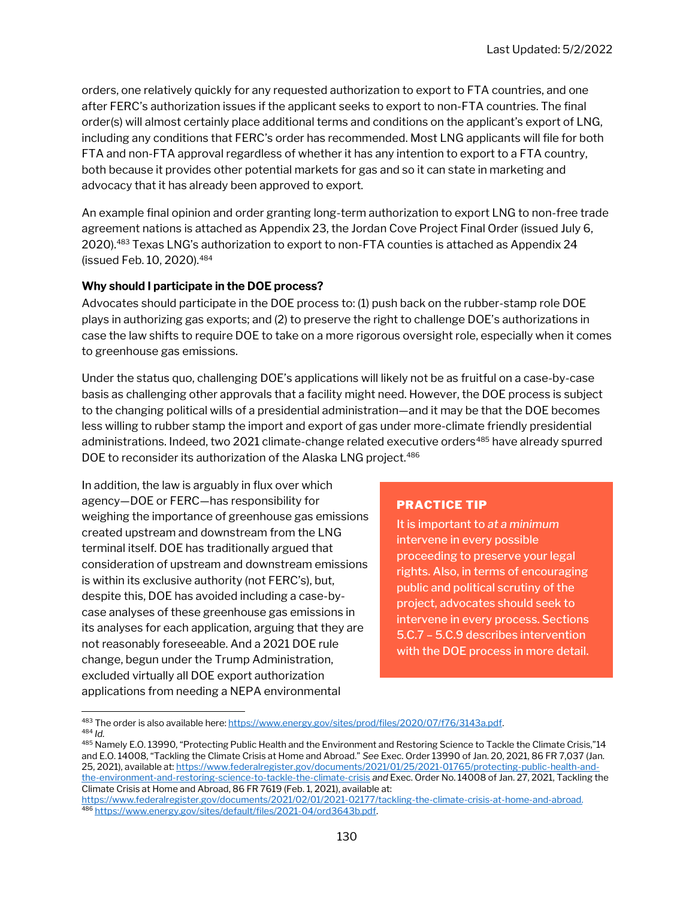orders, one relatively quickly for any requested authorization to export to FTA countries, and one after FERC's authorization issues if the applicant seeks to export to non-FTA countries. The final order(s) will almost certainly place additional terms and conditions on the applicant's export of LNG, including any conditions that FERC's order has recommended. Most LNG applicants will file for both FTA and non-FTA approval regardless of whether it has any intention to export to a FTA country, both because it provides other potential markets for gas and so it can state in marketing and advocacy that it has already been approved to export.

An example final opinion and order granting long-term authorization to export LNG to non-free trade agreement nations is attached as Appendix 23, the Jordan Cove Project Final Order (issued July 6, 2020).[483] Texas LNG's authorization to export to non-FTA counties is attached as Appendix 24 (issued Feb. 10, 2020).[484]

**Why should I participate in the DOE process?**

Advocates should participate in the DOE process to: (1) push back on the rubber-stamp role DOE plays in authorizing gas exports; and (2) to preserve the right to challenge DOE's authorizations in case the law shifts to require DOE to take on a more rigorous oversight role, especially when it comes to greenhouse gas emissions.

Under the status quo, challenging DOE's applications will likely not be as fruitful on a case-by-case basis as challenging other approvals that a facility might need. However, the DOE process is subject to the changing political wills of a presidential administration—and it may be that the DOE becomes less willing to rubber stamp the import and export of gas under more-climate friendly presidential administrations. Indeed, two 2021 climate-change related executive orders[485] have already spurred DOE to reconsider its authorization of the Alaska LNG project.[486]

In addition, the law is arguably in flux over which agency—DOE or FERC—has responsibility for weighing the importance of greenhouse gas emissions created upstream and downstream from the LNG terminal itself. DOE has traditionally argued that consideration of upstream and downstream emissions is within its exclusive authority (not FERC's), but, despite this, DOE has avoided including a case-by-case analyses of these greenhouse gas emissions in its analyses for each application, arguing that they are not reasonably foreseeable. And a 2021 DOE rule change, begun under the Trump Administration, excluded virtually all DOE export authorization applications from needing a NEPA environmental

> **PRACTICE TIP**
>
> It is important to *at a minimum* intervene in every possible proceeding to preserve your legal rights. Also, in terms of encouraging public and political scrutiny of the project, advocates should seek to intervene in every process. Sections 5.C.7 – 5.C.9 describes intervention with the DOE process in more detail.

---

[483] The order is also available here: https://www.energy.gov/sites/prod/files/2020/07/f76/3143a.pdf.

[484] *Id.*

[485] Namely E.O. 13990, "Protecting Public Health and the Environment and Restoring Science to Tackle the Climate Crisis,"14 and E.O. 14008, "Tackling the Climate Crisis at Home and Abroad." *See* Exec. Order 13990 of Jan. 20, 2021, 86 FR 7,037 (Jan. 25, 2021), available at: https://www.federalregister.gov/documents/2021/01/25/2021-01765/protecting-public-health-and-the-environment-and-restoring-science-to-tackle-the-climate-crisis *and* Exec. Order No. 14008 of Jan. 27, 2021, Tackling the Climate Crisis at Home and Abroad, 86 FR 7619 (Feb. 1, 2021), available at: https://www.federalregister.gov/documents/2021/02/01/2021-02177/tackling-the-climate-crisis-at-home-and-abroad.

[486] https://www.energy.gov/sites/default/files/2021-04/ord3643b.pdf.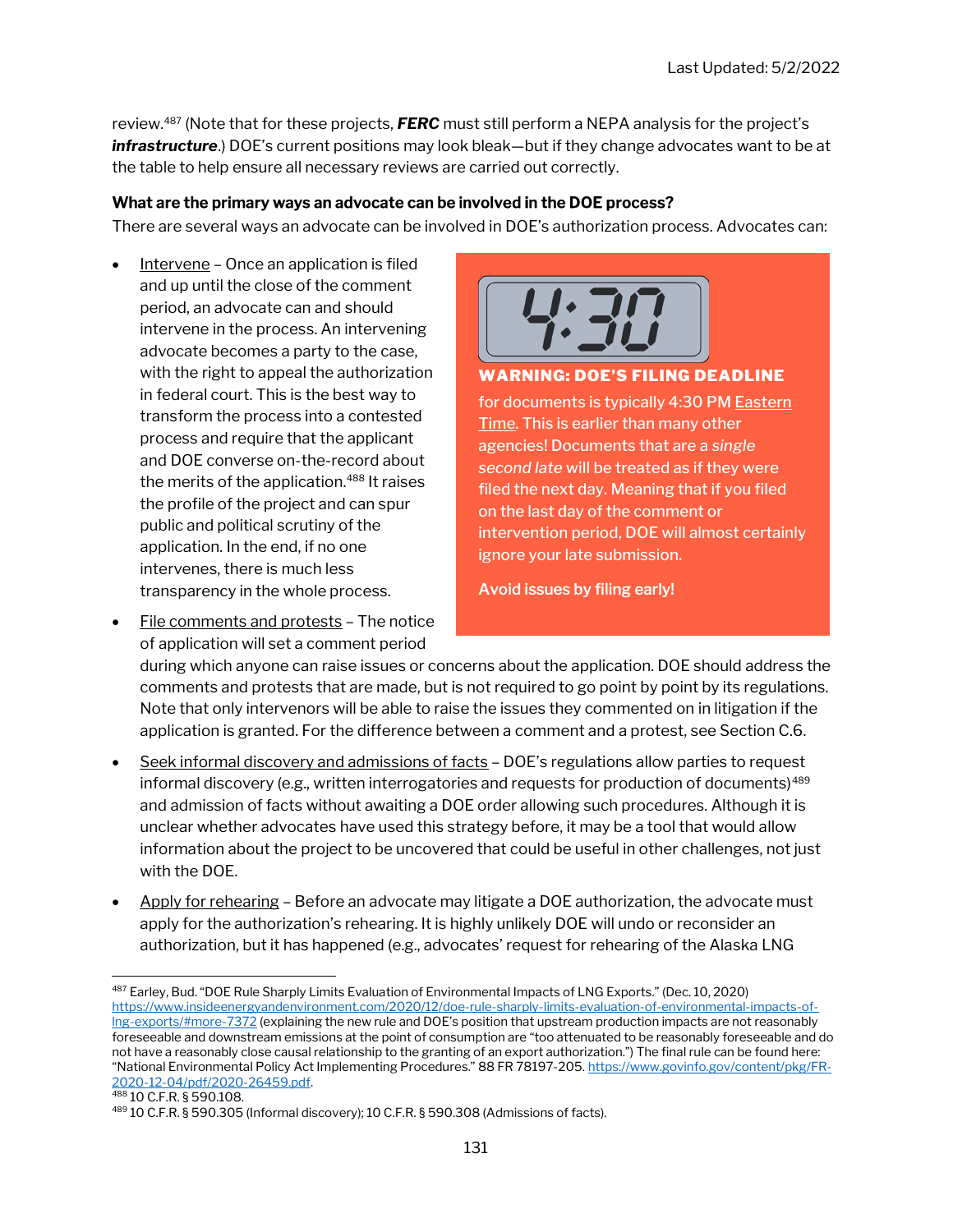review.[487] (Note that for these projects, ***FERC*** must still perform a NEPA analysis for the project's ***infrastructure***.) DOE's current positions may look bleak—but if they change advocates want to be at the table to help ensure all necessary reviews are carried out correctly.

**What are the primary ways an advocate can be involved in the DOE process?**

There are several ways an advocate can be involved in DOE's authorization process. Advocates can:

- Intervene – Once an application is filed and up until the close of the comment period, an advocate can and should intervene in the process. An intervening advocate becomes a party to the case, with the right to appeal the authorization in federal court. This is the best way to transform the process into a contested process and require that the applicant and DOE converse on-the-record about the merits of the application.[488] It raises the profile of the project and can spur public and political scrutiny of the application. In the end, if no one intervenes, there is much less transparency in the whole process.

> 4:30
>
> **WARNING: DOE'S FILING DEADLINE**
>
> for documents is typically 4:30 PM Eastern Time. This is earlier than many other agencies! Documents that are a *single second late* will be treated as if they were filed the next day. Meaning that if you filed on the last day of the comment or intervention period, DOE will almost certainly ignore your late submission.
>
> **Avoid issues by filing early!**

- File comments and protests – The notice of application will set a comment period during which anyone can raise issues or concerns about the application. DOE should address the comments and protests that are made, but is not required to go point by point by its regulations. Note that only intervenors will be able to raise the issues they commented on in litigation if the application is granted. For the difference between a comment and a protest, see Section C.6.

- Seek informal discovery and admissions of facts – DOE's regulations allow parties to request informal discovery (e.g., written interrogatories and requests for production of documents)[489] and admission of facts without awaiting a DOE order allowing such procedures. Although it is unclear whether advocates have used this strategy before, it may be a tool that would allow information about the project to be uncovered that could be useful in other challenges, not just with the DOE.

- Apply for rehearing – Before an advocate may litigate a DOE authorization, the advocate must apply for the authorization's rehearing. It is highly unlikely DOE will undo or reconsider an authorization, but it has happened (e.g., advocates' request for rehearing of the Alaska LNG

---

[487] Earley, Bud. "DOE Rule Sharply Limits Evaluation of Environmental Impacts of LNG Exports." (Dec. 10, 2020) https://www.insideenergyandenvironment.com/2020/12/doe-rule-sharply-limits-evaluation-of-environmental-impacts-of-lng-exports/#more-7372 (explaining the new rule and DOE's position that upstream production impacts are not reasonably foreseeable and downstream emissions at the point of consumption are "too attenuated to be reasonably foreseeable and do not have a reasonably close causal relationship to the granting of an export authorization.") The final rule can be found here: "National Environmental Policy Act Implementing Procedures." 88 FR 78197-205. https://www.govinfo.gov/content/pkg/FR-2020-12-04/pdf/2020-26459.pdf.

[488] 10 C.F.R. § 590.108.

[489] 10 C.F.R. § 590.305 (Informal discovery); 10 C.F.R. § 590.308 (Admissions of facts).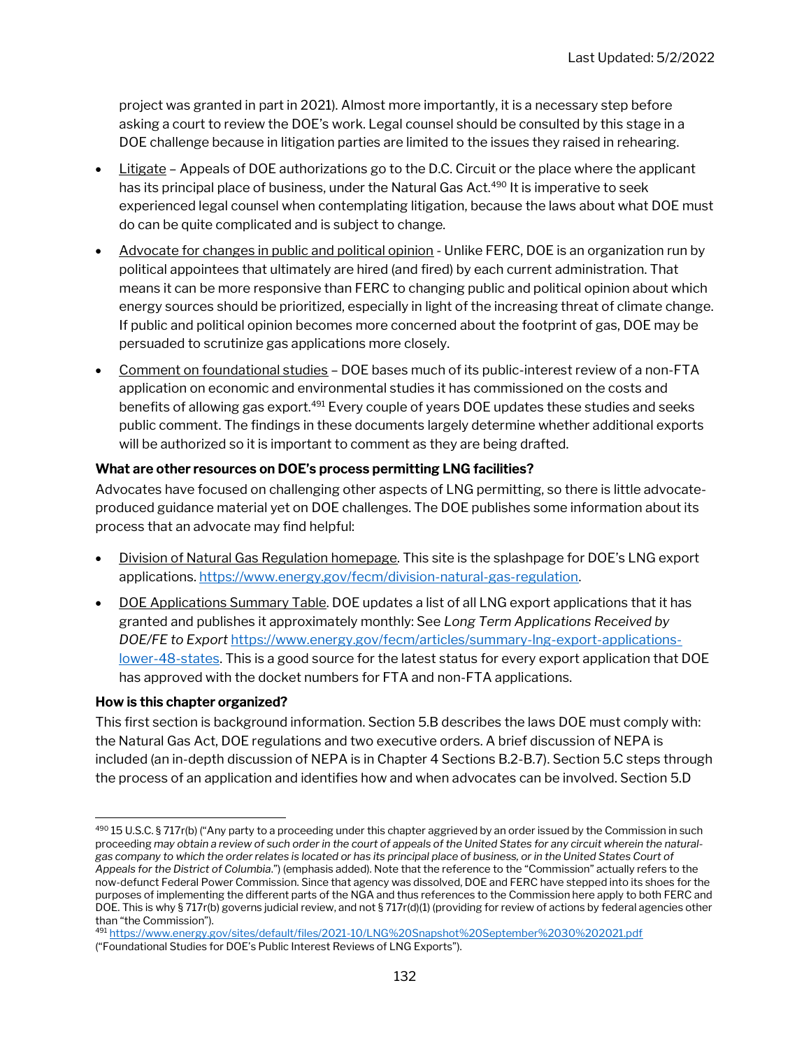project was granted in part in 2021). Almost more importantly, it is a necessary step before asking a court to review the DOE's work. Legal counsel should be consulted by this stage in a DOE challenge because in litigation parties are limited to the issues they raised in rehearing.

- Litigate – Appeals of DOE authorizations go to the D.C. Circuit or the place where the applicant has its principal place of business, under the Natural Gas Act.[490] It is imperative to seek experienced legal counsel when contemplating litigation, because the laws about what DOE must do can be quite complicated and is subject to change.
- Advocate for changes in public and political opinion - Unlike FERC, DOE is an organization run by political appointees that ultimately are hired (and fired) by each current administration. That means it can be more responsive than FERC to changing public and political opinion about which energy sources should be prioritized, especially in light of the increasing threat of climate change. If public and political opinion becomes more concerned about the footprint of gas, DOE may be persuaded to scrutinize gas applications more closely.
- Comment on foundational studies – DOE bases much of its public-interest review of a non-FTA application on economic and environmental studies it has commissioned on the costs and benefits of allowing gas export.[491] Every couple of years DOE updates these studies and seeks public comment. The findings in these documents largely determine whether additional exports will be authorized so it is important to comment as they are being drafted.

**What are other resources on DOE's process permitting LNG facilities?**

Advocates have focused on challenging other aspects of LNG permitting, so there is little advocate-produced guidance material yet on DOE challenges. The DOE publishes some information about its process that an advocate may find helpful:

- Division of Natural Gas Regulation homepage. This site is the splashpage for DOE's LNG export applications. https://www.energy.gov/fecm/division-natural-gas-regulation.
- DOE Applications Summary Table. DOE updates a list of all LNG export applications that it has granted and publishes it approximately monthly: See *Long Term Applications Received by DOE/FE to Export* https://www.energy.gov/fecm/articles/summary-lng-export-applications-lower-48-states. This is a good source for the latest status for every export application that DOE has approved with the docket numbers for FTA and non-FTA applications.

**How is this chapter organized?**

This first section is background information. Section 5.B describes the laws DOE must comply with: the Natural Gas Act, DOE regulations and two executive orders. A brief discussion of NEPA is included (an in-depth discussion of NEPA is in Chapter 4 Sections B.2-B.7). Section 5.C steps through the process of an application and identifies how and when advocates can be involved. Section 5.D

---

[490] 15 U.S.C. § 717r(b) ("Any party to a proceeding under this chapter aggrieved by an order issued by the Commission in such proceeding *may obtain a review of such order in the court of appeals of the United States for any circuit wherein the natural-gas company to which the order relates is located or has its principal place of business, or in the United States Court of Appeals for the District of Columbia*.") (emphasis added). Note that the reference to the "Commission" actually refers to the now-defunct Federal Power Commission. Since that agency was dissolved, DOE and FERC have stepped into its shoes for the purposes of implementing the different parts of the NGA and thus references to the Commission here apply to both FERC and DOE. This is why § 717r(b) governs judicial review, and not § 717r(d)(1) (providing for review of actions by federal agencies other than "the Commission").

[491] https://www.energy.gov/sites/default/files/2021-10/LNG%20Snapshot%20September%2030%202021.pdf ("Foundational Studies for DOE's Public Interest Reviews of LNG Exports").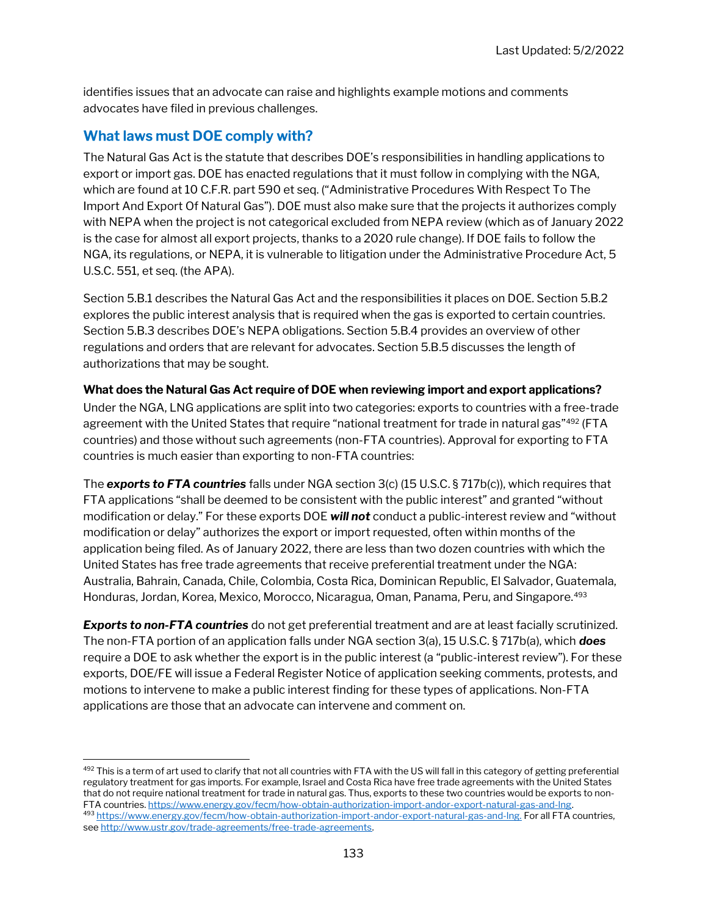identifies issues that an advocate can raise and highlights example motions and comments advocates have filed in previous challenges.

## What laws must DOE comply with?

The Natural Gas Act is the statute that describes DOE's responsibilities in handling applications to export or import gas. DOE has enacted regulations that it must follow in complying with the NGA, which are found at 10 C.F.R. part 590 et seq. ("Administrative Procedures With Respect To The Import And Export Of Natural Gas"). DOE must also make sure that the projects it authorizes comply with NEPA when the project is not categorical excluded from NEPA review (which as of January 2022 is the case for almost all export projects, thanks to a 2020 rule change). If DOE fails to follow the NGA, its regulations, or NEPA, it is vulnerable to litigation under the Administrative Procedure Act, 5 U.S.C. 551, et seq. (the APA).

Section 5.B.1 describes the Natural Gas Act and the responsibilities it places on DOE. Section 5.B.2 explores the public interest analysis that is required when the gas is exported to certain countries. Section 5.B.3 describes DOE's NEPA obligations. Section 5.B.4 provides an overview of other regulations and orders that are relevant for advocates. Section 5.B.5 discusses the length of authorizations that may be sought.

**What does the Natural Gas Act require of DOE when reviewing import and export applications?**

Under the NGA, LNG applications are split into two categories: exports to countries with a free-trade agreement with the United States that require "national treatment for trade in natural gas"[492] (FTA countries) and those without such agreements (non-FTA countries). Approval for exporting to FTA countries is much easier than exporting to non-FTA countries:

The ***exports to FTA countries*** falls under NGA section 3(c) (15 U.S.C. § 717b(c)), which requires that FTA applications "shall be deemed to be consistent with the public interest" and granted "without modification or delay." For these exports DOE ***will not*** conduct a public-interest review and "without modification or delay" authorizes the export or import requested, often within months of the application being filed. As of January 2022, there are less than two dozen countries with which the United States has free trade agreements that receive preferential treatment under the NGA: Australia, Bahrain, Canada, Chile, Colombia, Costa Rica, Dominican Republic, El Salvador, Guatemala, Honduras, Jordan, Korea, Mexico, Morocco, Nicaragua, Oman, Panama, Peru, and Singapore.[493]

***Exports to non-FTA countries*** do not get preferential treatment and are at least facially scrutinized. The non-FTA portion of an application falls under NGA section 3(a), 15 U.S.C. § 717b(a), which ***does*** require a DOE to ask whether the export is in the public interest (a "public-interest review"). For these exports, DOE/FE will issue a Federal Register Notice of application seeking comments, protests, and motions to intervene to make a public interest finding for these types of applications. Non-FTA applications are those that an advocate can intervene and comment on.

---

[492] This is a term of art used to clarify that not all countries with FTA with the US will fall in this category of getting preferential regulatory treatment for gas imports. For example, Israel and Costa Rica have free trade agreements with the United States that do not require national treatment for trade in natural gas. Thus, exports to these two countries would be exports to non-FTA countries. https://www.energy.gov/fecm/how-obtain-authorization-import-andor-export-natural-gas-and-lng.

[493] https://www.energy.gov/fecm/how-obtain-authorization-import-andor-export-natural-gas-and-lng. For all FTA countries, see http://www.ustr.gov/trade-agreements/free-trade-agreements.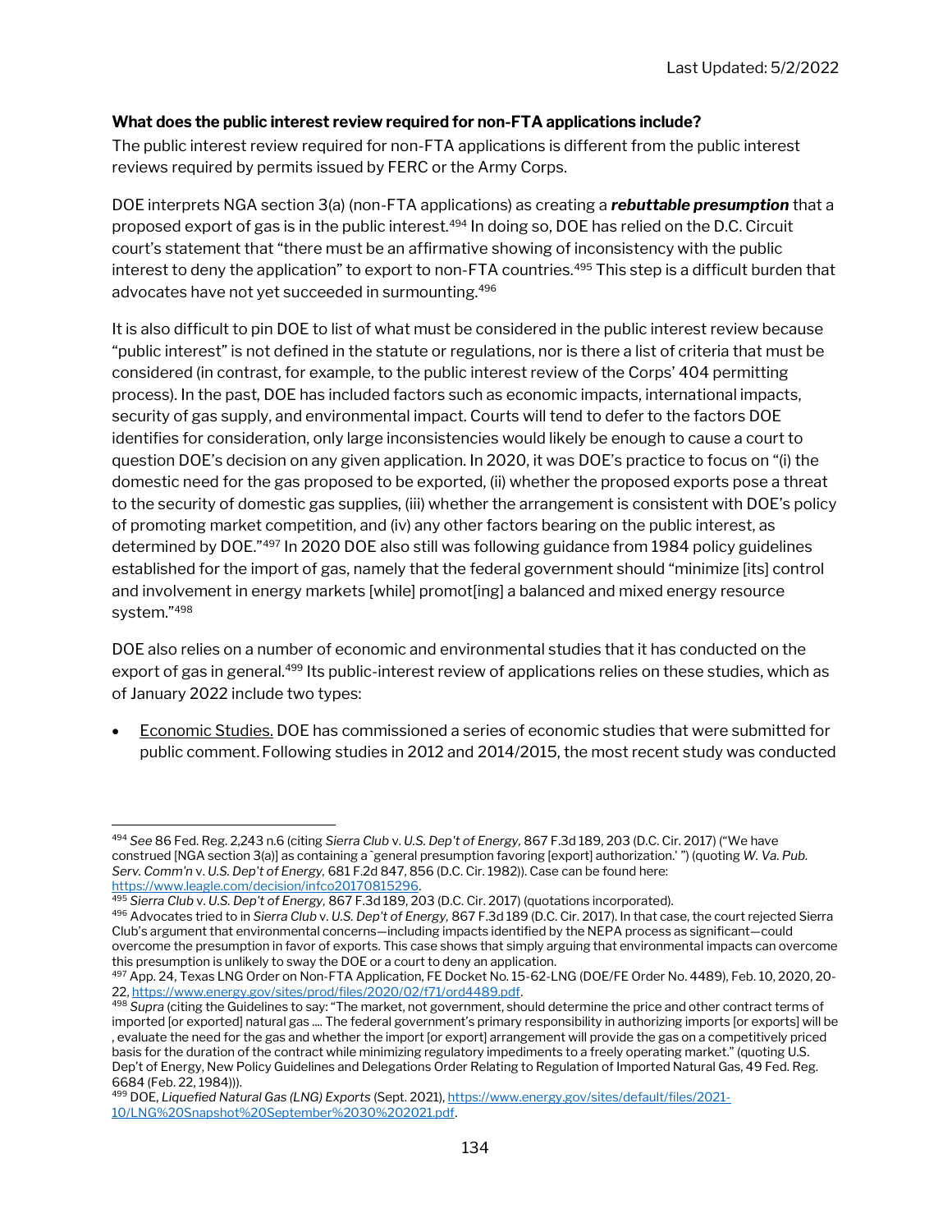**What does the public interest review required for non-FTA applications include?**

The public interest review required for non-FTA applications is different from the public interest reviews required by permits issued by FERC or the Army Corps.

DOE interprets NGA section 3(a) (non-FTA applications) as creating a ***rebuttable presumption*** that a proposed export of gas is in the public interest.[494] In doing so, DOE has relied on the D.C. Circuit court's statement that "there must be an affirmative showing of inconsistency with the public interest to deny the application" to export to non-FTA countries.[495] This step is a difficult burden that advocates have not yet succeeded in surmounting.[496]

It is also difficult to pin DOE to list of what must be considered in the public interest review because "public interest" is not defined in the statute or regulations, nor is there a list of criteria that must be considered (in contrast, for example, to the public interest review of the Corps' 404 permitting process). In the past, DOE has included factors such as economic impacts, international impacts, security of gas supply, and environmental impact. Courts will tend to defer to the factors DOE identifies for consideration, only large inconsistencies would likely be enough to cause a court to question DOE's decision on any given application. In 2020, it was DOE's practice to focus on "(i) the domestic need for the gas proposed to be exported, (ii) whether the proposed exports pose a threat to the security of domestic gas supplies, (iii) whether the arrangement is consistent with DOE's policy of promoting market competition, and (iv) any other factors bearing on the public interest, as determined by DOE."[497] In 2020 DOE also still was following guidance from 1984 policy guidelines established for the import of gas, namely that the federal government should "minimize [its] control and involvement in energy markets [while] promot[ing] a balanced and mixed energy resource system."[498]

DOE also relies on a number of economic and environmental studies that it has conducted on the export of gas in general.[499] Its public-interest review of applications relies on these studies, which as of January 2022 include two types:

- Economic Studies. DOE has commissioned a series of economic studies that were submitted for public comment. Following studies in 2012 and 2014/2015, the most recent study was conducted

---

[494] *See* 86 Fed. Reg. 2,243 n.6 (citing *Sierra Club* v. *U.S. Dep't of Energy,* 867 F.3d 189, 203 (D.C. Cir. 2017) ("We have construed [NGA section 3(a)] as containing a `general presumption favoring [export] authorization.' ") (quoting *W. Va. Pub. Serv. Comm'n* v. *U.S. Dep't of Energy,* 681 F.2d 847, 856 (D.C. Cir. 1982)). Case can be found here: https://www.leagle.com/decision/infco20170815296.

[495] *Sierra Club* v. *U.S. Dep't of Energy,* 867 F.3d 189, 203 (D.C. Cir. 2017) (quotations incorporated).

[496] Advocates tried to in *Sierra Club* v. *U.S. Dep't of Energy,* 867 F.3d 189 (D.C. Cir. 2017). In that case, the court rejected Sierra Club's argument that environmental concerns—including impacts identified by the NEPA process as significant—could overcome the presumption in favor of exports. This case shows that simply arguing that environmental impacts can overcome this presumption is unlikely to sway the DOE or a court to deny an application.

[497] App. 24, Texas LNG Order on Non-FTA Application, FE Docket No. 15-62-LNG (DOE/FE Order No. 4489), Feb. 10, 2020, 20-22, https://www.energy.gov/sites/prod/files/2020/02/f71/ord4489.pdf.

[498] *Supra* (citing the Guidelines to say: "The market, not government, should determine the price and other contract terms of imported [or exported] natural gas .... The federal government's primary responsibility in authorizing imports [or exports] will be , evaluate the need for the gas and whether the import [or export] arrangement will provide the gas on a competitively priced basis for the duration of the contract while minimizing regulatory impediments to a freely operating market." (quoting U.S. Dep't of Energy, New Policy Guidelines and Delegations Order Relating to Regulation of Imported Natural Gas, 49 Fed. Reg. 6684 (Feb. 22, 1984))).

[499] DOE, *Liquefied Natural Gas (LNG) Exports* (Sept. 2021), https://www.energy.gov/sites/default/files/2021-10/LNG%20Snapshot%20September%2030%202021.pdf.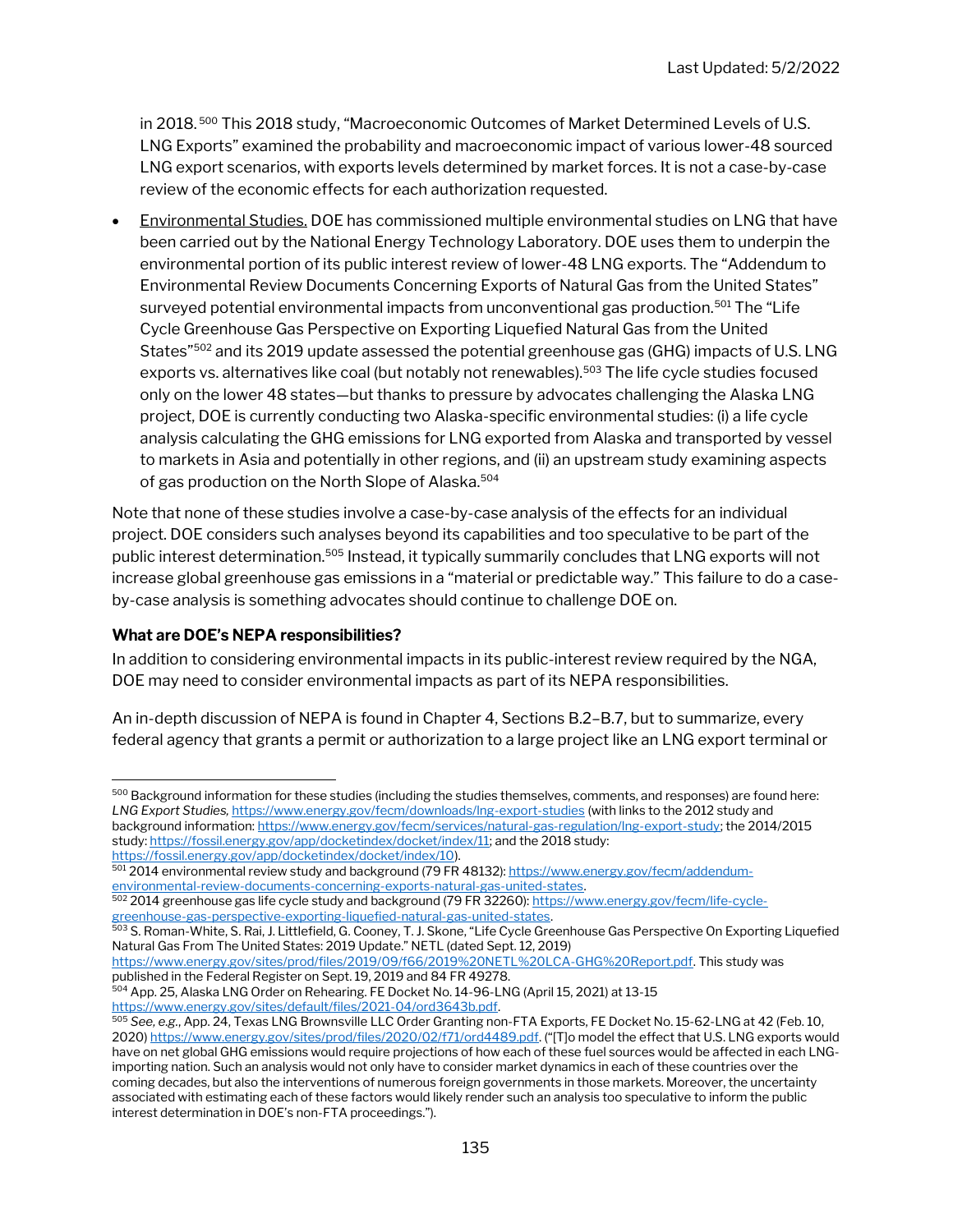in 2018.[500] This 2018 study, "Macroeconomic Outcomes of Market Determined Levels of U.S. LNG Exports" examined the probability and macroeconomic impact of various lower-48 sourced LNG export scenarios, with exports levels determined by market forces. It is not a case-by-case review of the economic effects for each authorization requested.

- Environmental Studies. DOE has commissioned multiple environmental studies on LNG that have been carried out by the National Energy Technology Laboratory. DOE uses them to underpin the environmental portion of its public interest review of lower-48 LNG exports. The "Addendum to Environmental Review Documents Concerning Exports of Natural Gas from the United States" surveyed potential environmental impacts from unconventional gas production.[501] The "Life Cycle Greenhouse Gas Perspective on Exporting Liquefied Natural Gas from the United States"[502] and its 2019 update assessed the potential greenhouse gas (GHG) impacts of U.S. LNG exports vs. alternatives like coal (but notably not renewables).[503] The life cycle studies focused only on the lower 48 states—but thanks to pressure by advocates challenging the Alaska LNG project, DOE is currently conducting two Alaska-specific environmental studies: (i) a life cycle analysis calculating the GHG emissions for LNG exported from Alaska and transported by vessel to markets in Asia and potentially in other regions, and (ii) an upstream study examining aspects of gas production on the North Slope of Alaska.[504]

Note that none of these studies involve a case-by-case analysis of the effects for an individual project. DOE considers such analyses beyond its capabilities and too speculative to be part of the public interest determination.[505] Instead, it typically summarily concludes that LNG exports will not increase global greenhouse gas emissions in a "material or predictable way." This failure to do a case-by-case analysis is something advocates should continue to challenge DOE on.

**What are DOE's NEPA responsibilities?**

In addition to considering environmental impacts in its public-interest review required by the NGA, DOE may need to consider environmental impacts as part of its NEPA responsibilities.

An in-depth discussion of NEPA is found in Chapter 4, Sections B.2–B.7, but to summarize, every federal agency that grants a permit or authorization to a large project like an LNG export terminal or

---

[500] Background information for these studies (including the studies themselves, comments, and responses) are found here: *LNG Export Studies,* https://www.energy.gov/fecm/downloads/lng-export-studies (with links to the 2012 study and background information: https://www.energy.gov/fecm/services/natural-gas-regulation/lng-export-study; the 2014/2015 study: https://fossil.energy.gov/app/docketindex/docket/index/11; and the 2018 study: https://fossil.energy.gov/app/docketindex/docket/index/10).

[501] 2014 environmental review study and background (79 FR 48132): https://www.energy.gov/fecm/addendum-environmental-review-documents-concerning-exports-natural-gas-united-states.

[502] 2014 greenhouse gas life cycle study and background (79 FR 32260): https://www.energy.gov/fecm/life-cycle-greenhouse-gas-perspective-exporting-liquefied-natural-gas-united-states.

[503] S. Roman-White, S. Rai, J. Littlefield, G. Cooney, T. J. Skone, "Life Cycle Greenhouse Gas Perspective On Exporting Liquefied Natural Gas From The United States: 2019 Update." NETL (dated Sept. 12, 2019) https://www.energy.gov/sites/prod/files/2019/09/f66/2019%20NETL%20LCA-GHG%20Report.pdf. This study was published in the Federal Register on Sept. 19, 2019 and 84 FR 49278.

[504] App. 25, Alaska LNG Order on Rehearing. FE Docket No. 14-96-LNG (April 15, 2021) at 13-15 https://www.energy.gov/sites/default/files/2021-04/ord3643b.pdf.

[505] *See, e.g.*, App. 24, Texas LNG Brownsville LLC Order Granting non-FTA Exports, FE Docket No. 15-62-LNG at 42 (Feb. 10, 2020) https://www.energy.gov/sites/prod/files/2020/02/f71/ord4489.pdf. ("[T]o model the effect that U.S. LNG exports would have on net global GHG emissions would require projections of how each of these fuel sources would be affected in each LNG-importing nation. Such an analysis would not only have to consider market dynamics in each of these countries over the coming decades, but also the interventions of numerous foreign governments in those markets. Moreover, the uncertainty associated with estimating each of these factors would likely render such an analysis too speculative to inform the public interest determination in DOE's non-FTA proceedings.").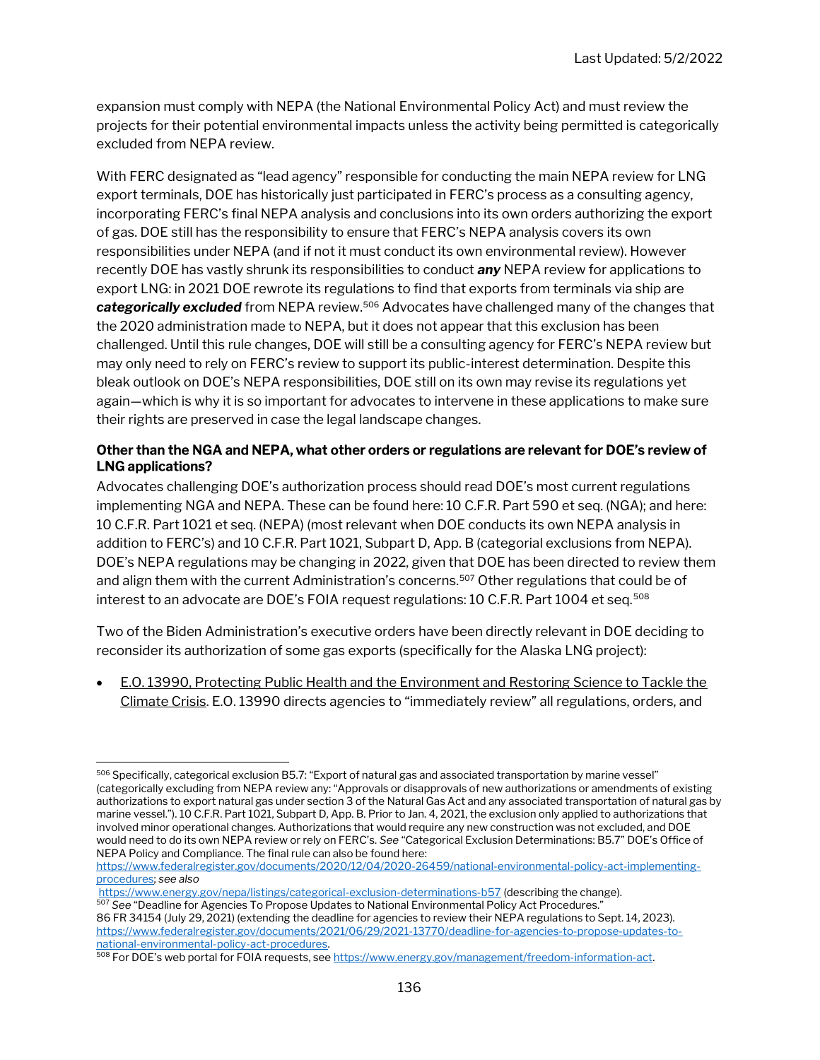expansion must comply with NEPA (the National Environmental Policy Act) and must review the projects for their potential environmental impacts unless the activity being permitted is categorically excluded from NEPA review.

With FERC designated as "lead agency" responsible for conducting the main NEPA review for LNG export terminals, DOE has historically just participated in FERC's process as a consulting agency, incorporating FERC's final NEPA analysis and conclusions into its own orders authorizing the export of gas. DOE still has the responsibility to ensure that FERC's NEPA analysis covers its own responsibilities under NEPA (and if not it must conduct its own environmental review). However recently DOE has vastly shrunk its responsibilities to conduct ***any*** NEPA review for applications to export LNG: in 2021 DOE rewrote its regulations to find that exports from terminals via ship are ***categorically excluded*** from NEPA review.[506] Advocates have challenged many of the changes that the 2020 administration made to NEPA, but it does not appear that this exclusion has been challenged. Until this rule changes, DOE will still be a consulting agency for FERC's NEPA review but may only need to rely on FERC's review to support its public-interest determination. Despite this bleak outlook on DOE's NEPA responsibilities, DOE still on its own may revise its regulations yet again—which is why it is so important for advocates to intervene in these applications to make sure their rights are preserved in case the legal landscape changes.

**Other than the NGA and NEPA, what other orders or regulations are relevant for DOE's review of LNG applications?**

Advocates challenging DOE's authorization process should read DOE's most current regulations implementing NGA and NEPA. These can be found here: 10 C.F.R. Part 590 et seq. (NGA); and here: 10 C.F.R. Part 1021 et seq. (NEPA) (most relevant when DOE conducts its own NEPA analysis in addition to FERC's) and 10 C.F.R. Part 1021, Subpart D, App. B (categorial exclusions from NEPA). DOE's NEPA regulations may be changing in 2022, given that DOE has been directed to review them and align them with the current Administration's concerns.[507] Other regulations that could be of interest to an advocate are DOE's FOIA request regulations: 10 C.F.R. Part 1004 et seq.[508]

Two of the Biden Administration's executive orders have been directly relevant in DOE deciding to reconsider its authorization of some gas exports (specifically for the Alaska LNG project):

- E.O. 13990, Protecting Public Health and the Environment and Restoring Science to Tackle the Climate Crisis. E.O. 13990 directs agencies to "immediately review" all regulations, orders, and

---

[506] Specifically, categorical exclusion B5.7: "Export of natural gas and associated transportation by marine vessel" (categorically excluding from NEPA review any: "Approvals or disapprovals of new authorizations or amendments of existing authorizations to export natural gas under section 3 of the Natural Gas Act and any associated transportation of natural gas by marine vessel."). 10 C.F.R. Part 1021, Subpart D, App. B. Prior to Jan. 4, 2021, the exclusion only applied to authorizations that involved minor operational changes. Authorizations that would require any new construction was not excluded, and DOE would need to do its own NEPA review or rely on FERC's. *See* "Categorical Exclusion Determinations: B5.7" DOE's Office of NEPA Policy and Compliance. The final rule can also be found here: https://www.federalregister.gov/documents/2020/12/04/2020-26459/national-environmental-policy-act-implementing-procedures; *see also* https://www.energy.gov/nepa/listings/categorical-exclusion-determinations-b57 (describing the change).

[507] *See* "Deadline for Agencies To Propose Updates to National Environmental Policy Act Procedures." 86 FR 34154 (July 29, 2021) (extending the deadline for agencies to review their NEPA regulations to Sept. 14, 2023). https://www.federalregister.gov/documents/2021/06/29/2021-13770/deadline-for-agencies-to-propose-updates-to-national-environmental-policy-act-procedures.

[508] For DOE's web portal for FOIA requests, see https://www.energy.gov/management/freedom-information-act.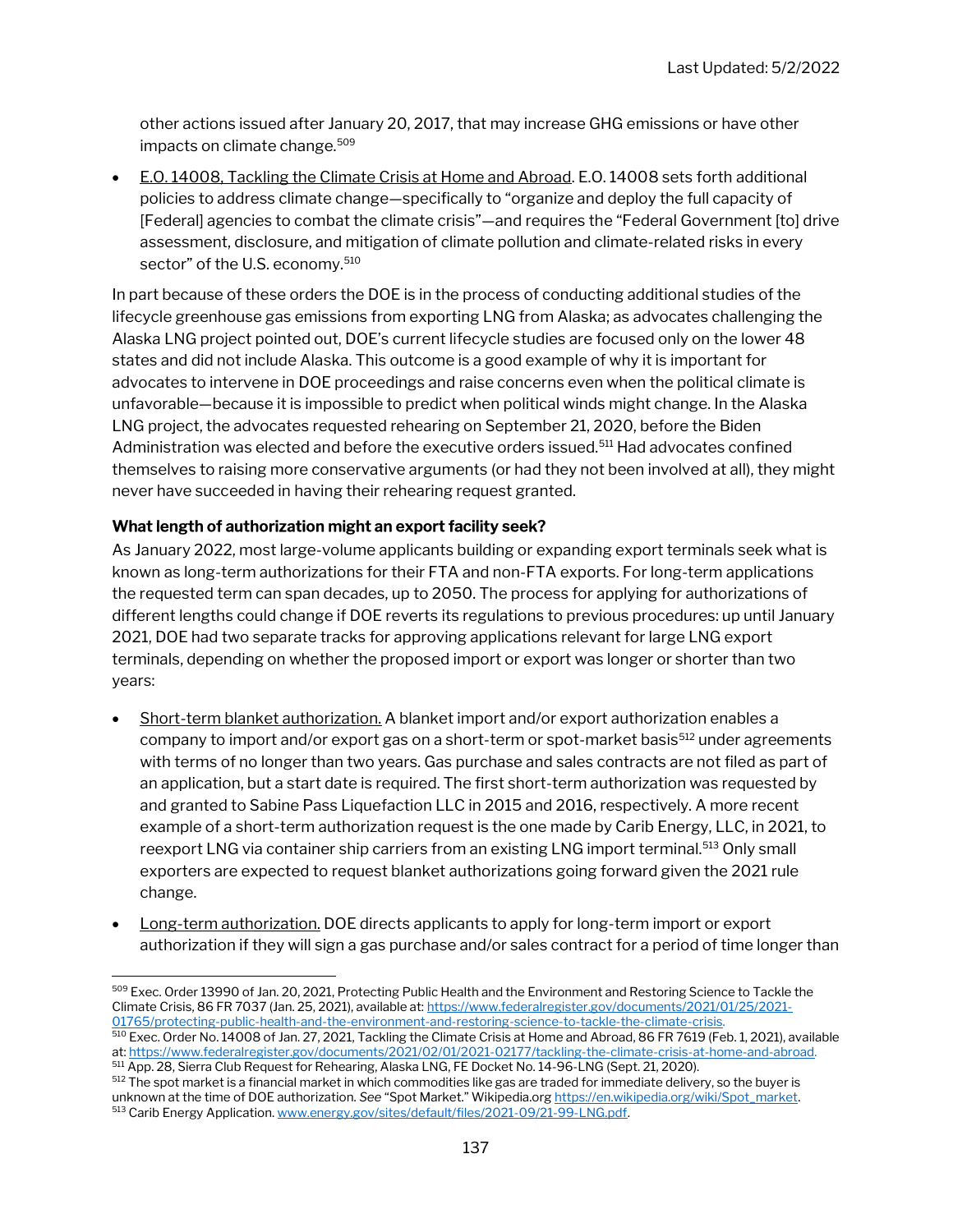other actions issued after January 20, 2017, that may increase GHG emissions or have other impacts on climate change.[509]

- E.O. 14008, Tackling the Climate Crisis at Home and Abroad. E.O. 14008 sets forth additional policies to address climate change—specifically to "organize and deploy the full capacity of [Federal] agencies to combat the climate crisis"—and requires the "Federal Government [to] drive assessment, disclosure, and mitigation of climate pollution and climate-related risks in every sector" of the U.S. economy.[510]

In part because of these orders the DOE is in the process of conducting additional studies of the lifecycle greenhouse gas emissions from exporting LNG from Alaska; as advocates challenging the Alaska LNG project pointed out, DOE's current lifecycle studies are focused only on the lower 48 states and did not include Alaska. This outcome is a good example of why it is important for advocates to intervene in DOE proceedings and raise concerns even when the political climate is unfavorable—because it is impossible to predict when political winds might change. In the Alaska LNG project, the advocates requested rehearing on September 21, 2020, before the Biden Administration was elected and before the executive orders issued.[511] Had advocates confined themselves to raising more conservative arguments (or had they not been involved at all), they might never have succeeded in having their rehearing request granted.

**What length of authorization might an export facility seek?**

As January 2022, most large-volume applicants building or expanding export terminals seek what is known as long-term authorizations for their FTA and non-FTA exports. For long-term applications the requested term can span decades, up to 2050. The process for applying for authorizations of different lengths could change if DOE reverts its regulations to previous procedures: up until January 2021, DOE had two separate tracks for approving applications relevant for large LNG export terminals, depending on whether the proposed import or export was longer or shorter than two years:

- Short-term blanket authorization. A blanket import and/or export authorization enables a company to import and/or export gas on a short-term or spot-market basis[512] under agreements with terms of no longer than two years. Gas purchase and sales contracts are not filed as part of an application, but a start date is required. The first short-term authorization was requested by and granted to Sabine Pass Liquefaction LLC in 2015 and 2016, respectively. A more recent example of a short-term authorization request is the one made by Carib Energy, LLC, in 2021, to reexport LNG via container ship carriers from an existing LNG import terminal.[513] Only small exporters are expected to request blanket authorizations going forward given the 2021 rule change.
- Long-term authorization. DOE directs applicants to apply for long-term import or export authorization if they will sign a gas purchase and/or sales contract for a period of time longer than

---

[509] Exec. Order 13990 of Jan. 20, 2021, Protecting Public Health and the Environment and Restoring Science to Tackle the Climate Crisis, 86 FR 7037 (Jan. 25, 2021), available at: https://www.federalregister.gov/documents/2021/01/25/2021-01765/protecting-public-health-and-the-environment-and-restoring-science-to-tackle-the-climate-crisis.

[510] Exec. Order No. 14008 of Jan. 27, 2021, Tackling the Climate Crisis at Home and Abroad, 86 FR 7619 (Feb. 1, 2021), available at: https://www.federalregister.gov/documents/2021/02/01/2021-02177/tackling-the-climate-crisis-at-home-and-abroad.

[511] App. 28, Sierra Club Request for Rehearing, Alaska LNG, FE Docket No. 14-96-LNG (Sept. 21, 2020).

[512] The spot market is a financial market in which commodities like gas are traded for immediate delivery, so the buyer is unknown at the time of DOE authorization. *See* "Spot Market." Wikipedia.org https://en.wikipedia.org/wiki/Spot_market.

[513] Carib Energy Application. www.energy.gov/sites/default/files/2021-09/21-99-LNG.pdf.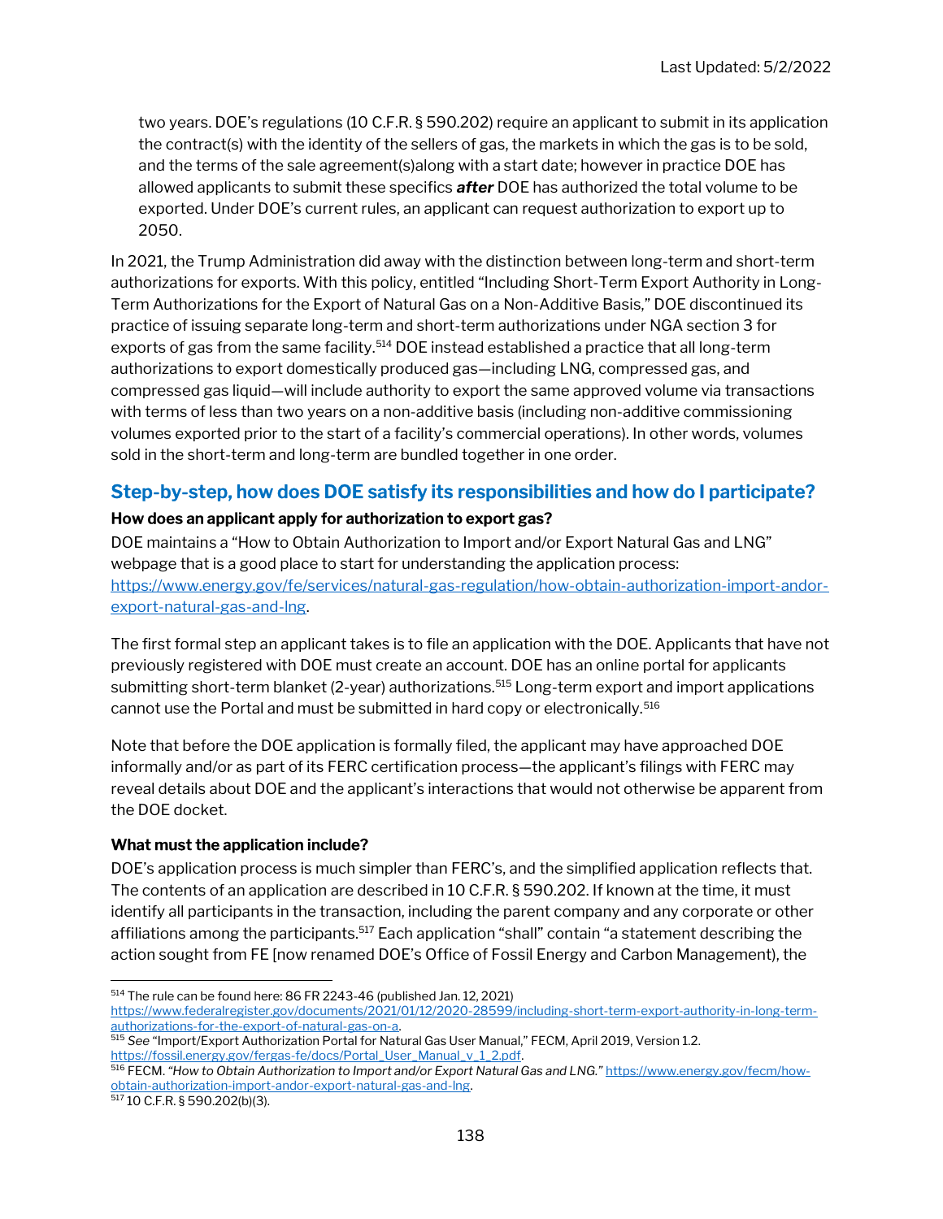two years. DOE's regulations (10 C.F.R. § 590.202) require an applicant to submit in its application the contract(s) with the identity of the sellers of gas, the markets in which the gas is to be sold, and the terms of the sale agreement(s)along with a start date; however in practice DOE has allowed applicants to submit these specifics ***after*** DOE has authorized the total volume to be exported. Under DOE's current rules, an applicant can request authorization to export up to 2050.

In 2021, the Trump Administration did away with the distinction between long-term and short-term authorizations for exports. With this policy, entitled "Including Short-Term Export Authority in Long-Term Authorizations for the Export of Natural Gas on a Non-Additive Basis," DOE discontinued its practice of issuing separate long-term and short-term authorizations under NGA section 3 for exports of gas from the same facility.[514] DOE instead established a practice that all long-term authorizations to export domestically produced gas—including LNG, compressed gas, and compressed gas liquid—will include authority to export the same approved volume via transactions with terms of less than two years on a non-additive basis (including non-additive commissioning volumes exported prior to the start of a facility's commercial operations). In other words, volumes sold in the short-term and long-term are bundled together in one order.

## Step-by-step, how does DOE satisfy its responsibilities and how do I participate?

### How does an applicant apply for authorization to export gas?

DOE maintains a "How to Obtain Authorization to Import and/or Export Natural Gas and LNG" webpage that is a good place to start for understanding the application process: https://www.energy.gov/fe/services/natural-gas-regulation/how-obtain-authorization-import-andor-export-natural-gas-and-lng.

The first formal step an applicant takes is to file an application with the DOE. Applicants that have not previously registered with DOE must create an account. DOE has an online portal for applicants submitting short-term blanket (2-year) authorizations.[515] Long-term export and import applications cannot use the Portal and must be submitted in hard copy or electronically.[516]

Note that before the DOE application is formally filed, the applicant may have approached DOE informally and/or as part of its FERC certification process—the applicant's filings with FERC may reveal details about DOE and the applicant's interactions that would not otherwise be apparent from the DOE docket.

### What must the application include?

DOE's application process is much simpler than FERC's, and the simplified application reflects that. The contents of an application are described in 10 C.F.R. § 590.202. If known at the time, it must identify all participants in the transaction, including the parent company and any corporate or other affiliations among the participants.[517] Each application "shall" contain "a statement describing the action sought from FE [now renamed DOE's Office of Fossil Energy and Carbon Management), the

---

[514] The rule can be found here: 86 FR 2243-46 (published Jan. 12, 2021) https://www.federalregister.gov/documents/2021/01/12/2020-28599/including-short-term-export-authority-in-long-term-authorizations-for-the-export-of-natural-gas-on-a.

[515] *See* "Import/Export Authorization Portal for Natural Gas User Manual," FECM, April 2019, Version 1.2. https://fossil.energy.gov/fergas-fe/docs/Portal_User_Manual_v_1_2.pdf.

[516] FECM. *"How to Obtain Authorization to Import and/or Export Natural Gas and LNG."* https://www.energy.gov/fecm/how-obtain-authorization-import-andor-export-natural-gas-and-lng.

[517] 10 C.F.R. § 590.202(b)(3).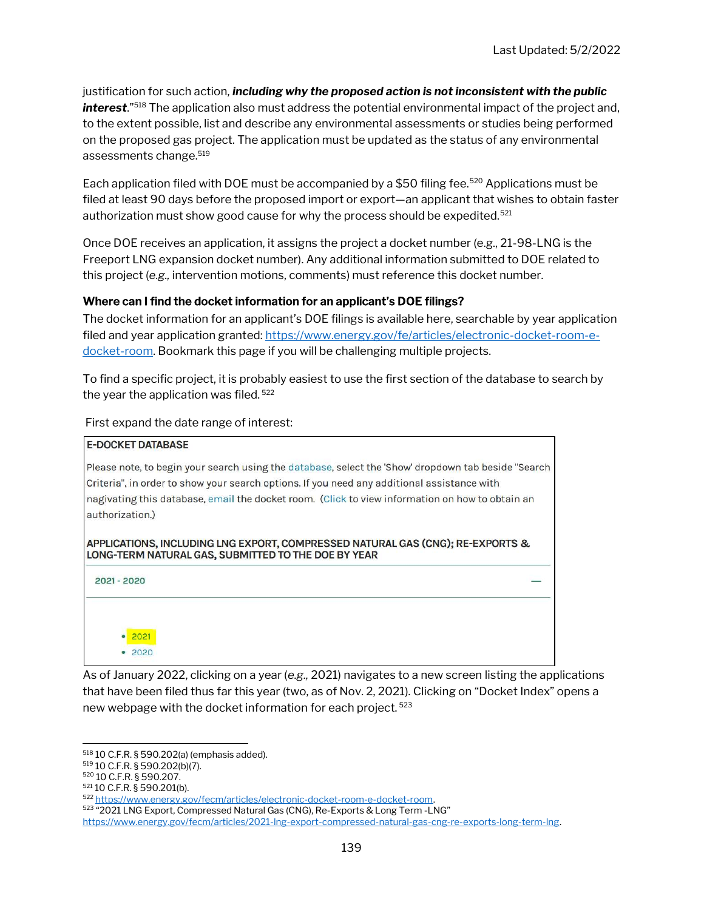justification for such action, ***including why the proposed action is not inconsistent with the public interest***."[518] The application also must address the potential environmental impact of the project and, to the extent possible, list and describe any environmental assessments or studies being performed on the proposed gas project. The application must be updated as the status of any environmental assessments change.[519]

Each application filed with DOE must be accompanied by a $50 filing fee.[520] Applications must be filed at least 90 days before the proposed import or export—an applicant that wishes to obtain faster authorization must show good cause for why the process should be expedited.[521]

Once DOE receives an application, it assigns the project a docket number (e.g., 21-98-LNG is the Freeport LNG expansion docket number). Any additional information submitted to DOE related to this project (*e.g.,* intervention motions, comments) must reference this docket number.

**Where can I find the docket information for an applicant's DOE filings?**

The docket information for an applicant's DOE filings is available here, searchable by year application filed and year application granted: [https://www.energy.gov/fe/articles/electronic-docket-room-e-docket-room](https://www.energy.gov/fe/articles/electronic-docket-room-e-docket-room). Bookmark this page if you will be challenging multiple projects.

To find a specific project, it is probably easiest to use the first section of the database to search by the year the application was filed.[522]

First expand the date range of interest:

> **E-DOCKET DATABASE**
>
> Please note, to begin your search using the database, select the 'Show' dropdown tab beside "Search Criteria", in order to show your search options. If you need any additional assistance with nagivating this database, email the docket room. (Click to view information on how to obtain an authorization.)
>
> **APPLICATIONS, INCLUDING LNG EXPORT, COMPRESSED NATURAL GAS (CNG); RE-EXPORTS & LONG-TERM NATURAL GAS, SUBMITTED TO THE DOE BY YEAR**
>
> 2021 - 2020 —
>
> - 2021
> - 2020

As of January 2022, clicking on a year (*e.g.,* 2021) navigates to a new screen listing the applications that have been filed thus far this year (two, as of Nov. 2, 2021). Clicking on "Docket Index" opens a new webpage with the docket information for each project.[523]

---

[518] 10 C.F.R. § 590.202(a) (emphasis added).
[519] 10 C.F.R. § 590.202(b)(7).
[520] 10 C.F.R. § 590.207.
[521] 10 C.F.R. § 590.201(b).
[522] [https://www.energy.gov/fecm/articles/electronic-docket-room-e-docket-room](https://www.energy.gov/fecm/articles/electronic-docket-room-e-docket-room).
[523] "2021 LNG Export, Compressed Natural Gas (CNG), Re-Exports & Long Term -LNG" [https://www.energy.gov/fecm/articles/2021-lng-export-compressed-natural-gas-cng-re-exports-long-term-lng](https://www.energy.gov/fecm/articles/2021-lng-export-compressed-natural-gas-cng-re-exports-long-term-lng).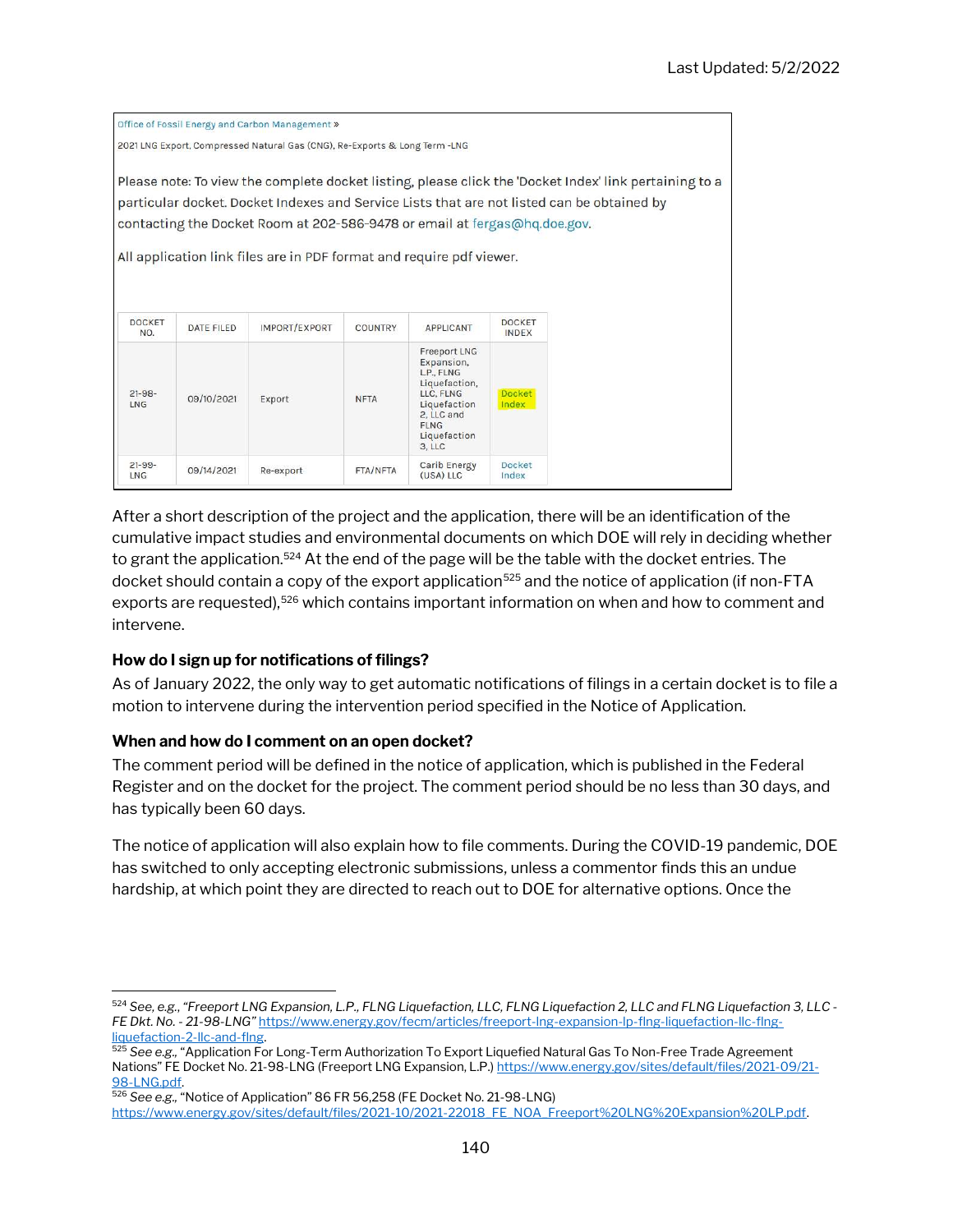Last Updated: 5/2/2022

Office of Fossil Energy and Carbon Management »

2021 LNG Export, Compressed Natural Gas (CNG), Re-Exports & Long Term -LNG

Please note: To view the complete docket listing, please click the 'Docket Index' link pertaining to a particular docket. Docket Indexes and Service Lists that are not listed can be obtained by contacting the Docket Room at 202-586-9478 or email at fergas@hq.doe.gov.

All application link files are in PDF format and require pdf viewer.

| DOCKET NO. | DATE FILED | IMPORT/EXPORT | COUNTRY | APPLICANT | DOCKET INDEX |
| --- | --- | --- | --- | --- | --- |
| 21-98-LNG | 09/10/2021 | Export | NFTA | Freeport LNG Expansion, L.P., FLNG Liquefaction, LLC, FLNG Liquefaction 2, LLC and FLNG Liquefaction 3, LLC | Docket Index |
| 21-99-LNG | 09/14/2021 | Re-export | FTA/NFTA | Carib Energy (USA) LLC | Docket Index |

After a short description of the project and the application, there will be an identification of the cumulative impact studies and environmental documents on which DOE will rely in deciding whether to grant the application.[524] At the end of the page will be the table with the docket entries. The docket should contain a copy of the export application[525] and the notice of application (if non-FTA exports are requested),[526] which contains important information on when and how to comment and intervene.

**How do I sign up for notifications of filings?**

As of January 2022, the only way to get automatic notifications of filings in a certain docket is to file a motion to intervene during the intervention period specified in the Notice of Application.

**When and how do I comment on an open docket?**

The comment period will be defined in the notice of application, which is published in the Federal Register and on the docket for the project. The comment period should be no less than 30 days, and has typically been 60 days.

The notice of application will also explain how to file comments. During the COVID-19 pandemic, DOE has switched to only accepting electronic submissions, unless a commentor finds this an undue hardship, at which point they are directed to reach out to DOE for alternative options. Once the

---

[524] *See, e.g., "Freeport LNG Expansion, L.P., FLNG Liquefaction, LLC, FLNG Liquefaction 2, LLC and FLNG Liquefaction 3, LLC - FE Dkt. No. - 21-98-LNG"* https://www.energy.gov/fecm/articles/freeport-lng-expansion-lp-flng-liquefaction-llc-flng-liquefaction-2-llc-and-flng.

[525] *See e.g.,* "Application For Long-Term Authorization To Export Liquefied Natural Gas To Non-Free Trade Agreement Nations" FE Docket No. 21-98-LNG (Freeport LNG Expansion, L.P.) https://www.energy.gov/sites/default/files/2021-09/21-98-LNG.pdf.

[526] *See e.g.,* "Notice of Application" 86 FR 56,258 (FE Docket No. 21-98-LNG) https://www.energy.gov/sites/default/files/2021-10/2021-22018_FE_NOA_Freeport%20LNG%20Expansion%20LP.pdf.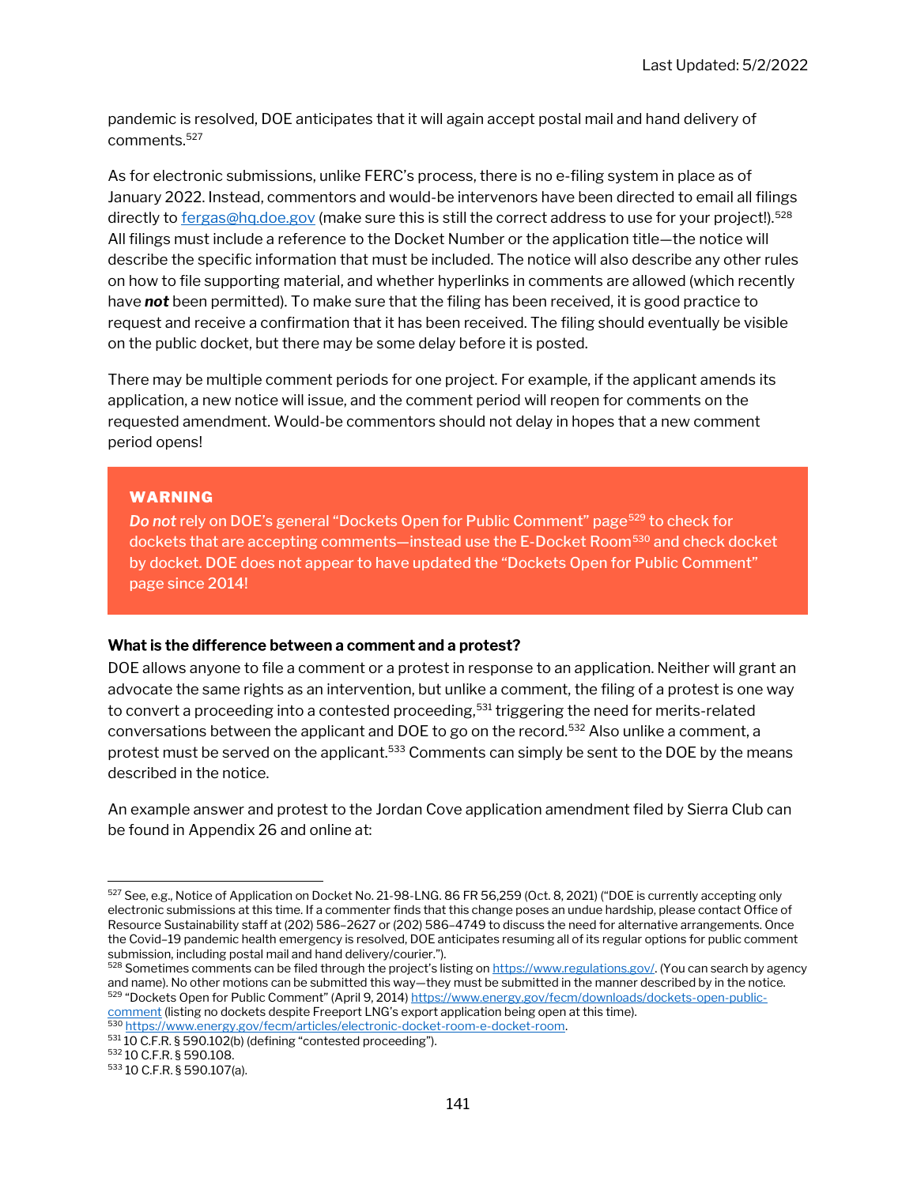pandemic is resolved, DOE anticipates that it will again accept postal mail and hand delivery of comments.[527]

As for electronic submissions, unlike FERC's process, there is no e-filing system in place as of January 2022. Instead, commentors and would-be intervenors have been directed to email all filings directly to fergas@hq.doe.gov (make sure this is still the correct address to use for your project!).[528] All filings must include a reference to the Docket Number or the application title—the notice will describe the specific information that must be included. The notice will also describe any other rules on how to file supporting material, and whether hyperlinks in comments are allowed (which recently have ***not*** been permitted). To make sure that the filing has been received, it is good practice to request and receive a confirmation that it has been received. The filing should eventually be visible on the public docket, but there may be some delay before it is posted.

There may be multiple comment periods for one project. For example, if the applicant amends its application, a new notice will issue, and the comment period will reopen for comments on the requested amendment. Would-be commentors should not delay in hopes that a new comment period opens!

> **WARNING**
>
> ***Do not*** rely on DOE's general "Dockets Open for Public Comment" page[529] to check for dockets that are accepting comments—instead use the E-Docket Room[530] and check docket by docket. DOE does not appear to have updated the "Dockets Open for Public Comment" page since 2014!

**What is the difference between a comment and a protest?**

DOE allows anyone to file a comment or a protest in response to an application. Neither will grant an advocate the same rights as an intervention, but unlike a comment, the filing of a protest is one way to convert a proceeding into a contested proceeding,[531] triggering the need for merits-related conversations between the applicant and DOE to go on the record.[532] Also unlike a comment, a protest must be served on the applicant.[533] Comments can simply be sent to the DOE by the means described in the notice.

An example answer and protest to the Jordan Cove application amendment filed by Sierra Club can be found in Appendix 26 and online at:

---

[527] See, e.g., Notice of Application on Docket No. 21-98-LNG. 86 FR 56,259 (Oct. 8, 2021) ("DOE is currently accepting only electronic submissions at this time. If a commenter finds that this change poses an undue hardship, please contact Office of Resource Sustainability staff at (202) 586–2627 or (202) 586–4749 to discuss the need for alternative arrangements. Once the Covid–19 pandemic health emergency is resolved, DOE anticipates resuming all of its regular options for public comment submission, including postal mail and hand delivery/courier.").

[528] Sometimes comments can be filed through the project's listing on https://www.regulations.gov/. (You can search by agency and name). No other motions can be submitted this way—they must be submitted in the manner described by in the notice.

[529] "Dockets Open for Public Comment" (April 9, 2014) https://www.energy.gov/fecm/downloads/dockets-open-public-comment (listing no dockets despite Freeport LNG's export application being open at this time).

[530] https://www.energy.gov/fecm/articles/electronic-docket-room-e-docket-room.

[531] 10 C.F.R. § 590.102(b) (defining "contested proceeding").

[532] 10 C.F.R. § 590.108.

[533] 10 C.F.R. § 590.107(a).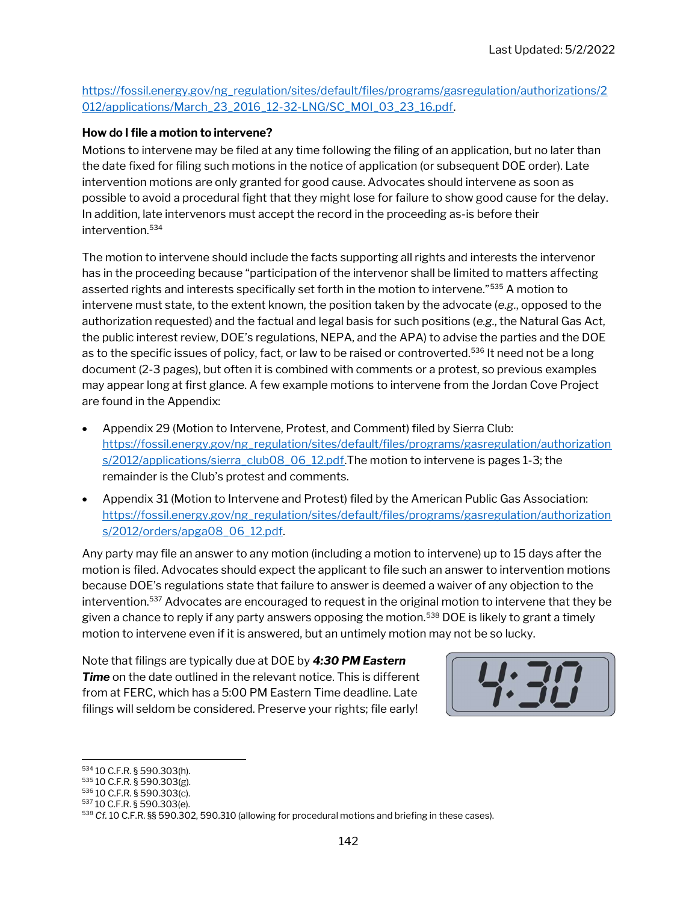https://fossil.energy.gov/ng_regulation/sites/default/files/programs/gasregulation/authorizations/2012/applications/March_23_2016_12-32-LNG/SC_MOI_03_23_16.pdf.

**How do I file a motion to intervene?**

Motions to intervene may be filed at any time following the filing of an application, but no later than the date fixed for filing such motions in the notice of application (or subsequent DOE order). Late intervention motions are only granted for good cause. Advocates should intervene as soon as possible to avoid a procedural fight that they might lose for failure to show good cause for the delay. In addition, late intervenors must accept the record in the proceeding as-is before their intervention.[534]

The motion to intervene should include the facts supporting all rights and interests the intervenor has in the proceeding because "participation of the intervenor shall be limited to matters affecting asserted rights and interests specifically set forth in the motion to intervene."[535] A motion to intervene must state, to the extent known, the position taken by the advocate (*e.g.*, opposed to the authorization requested) and the factual and legal basis for such positions (*e.g.*, the Natural Gas Act, the public interest review, DOE's regulations, NEPA, and the APA) to advise the parties and the DOE as to the specific issues of policy, fact, or law to be raised or controverted.[536] It need not be a long document (2-3 pages), but often it is combined with comments or a protest, so previous examples may appear long at first glance. A few example motions to intervene from the Jordan Cove Project are found in the Appendix:

- Appendix 29 (Motion to Intervene, Protest, and Comment) filed by Sierra Club: https://fossil.energy.gov/ng_regulation/sites/default/files/programs/gasregulation/authorizations/2012/applications/sierra_club08_06_12.pdf. The motion to intervene is pages 1-3; the remainder is the Club's protest and comments.
- Appendix 31 (Motion to Intervene and Protest) filed by the American Public Gas Association: https://fossil.energy.gov/ng_regulation/sites/default/files/programs/gasregulation/authorizations/2012/orders/apga08_06_12.pdf.

Any party may file an answer to any motion (including a motion to intervene) up to 15 days after the motion is filed. Advocates should expect the applicant to file such an answer to intervention motions because DOE's regulations state that failure to answer is deemed a waiver of any objection to the intervention.[537] Advocates are encouraged to request in the original motion to intervene that they be given a chance to reply if any party answers opposing the motion.[538] DOE is likely to grant a timely motion to intervene even if it is answered, but an untimely motion may not be so lucky.

Note that filings are typically due at DOE by ***4:30 PM Eastern Time*** on the date outlined in the relevant notice. This is different from at FERC, which has a 5:00 PM Eastern Time deadline. Late filings will seldom be considered. Preserve your rights; file early!

---

[534] 10 C.F.R. § 590.303(h).
[535] 10 C.F.R. § 590.303(g).
[536] 10 C.F.R. § 590.303(c).
[537] 10 C.F.R. § 590.303(e).
[538] *Cf.* 10 C.F.R. §§ 590.302, 590.310 (allowing for procedural motions and briefing in these cases).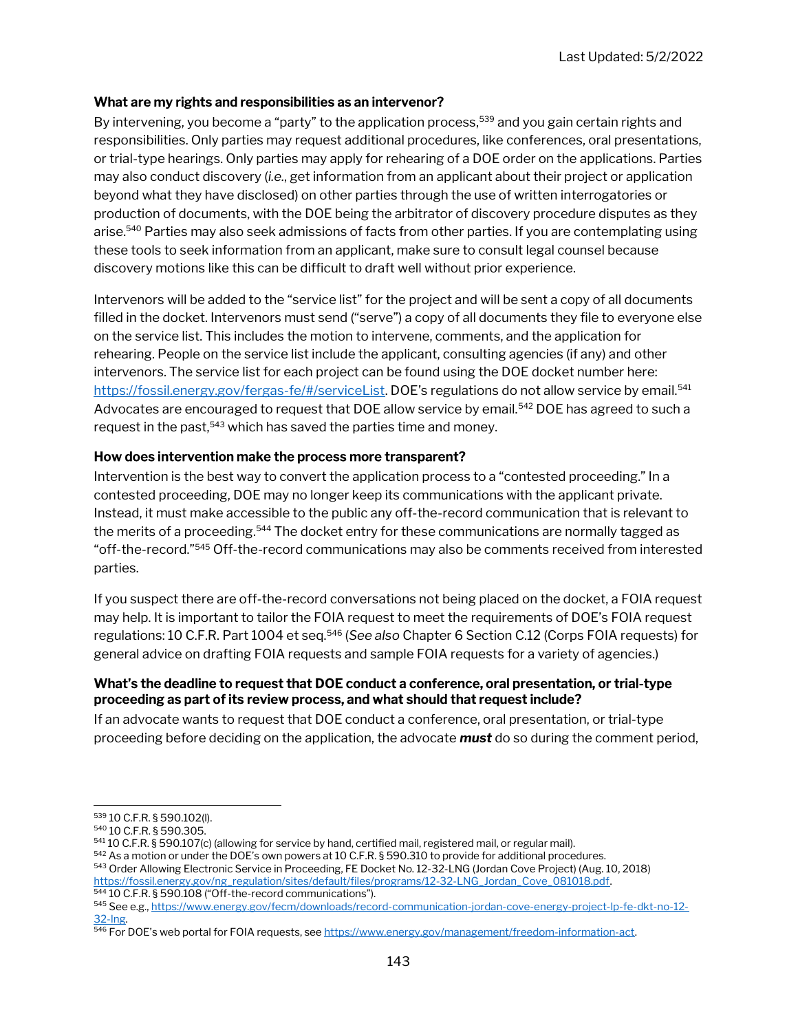**What are my rights and responsibilities as an intervenor?**

By intervening, you become a "party" to the application process,[539] and you gain certain rights and responsibilities. Only parties may request additional procedures, like conferences, oral presentations, or trial-type hearings. Only parties may apply for rehearing of a DOE order on the applications. Parties may also conduct discovery (*i.e.*, get information from an applicant about their project or application beyond what they have disclosed) on other parties through the use of written interrogatories or production of documents, with the DOE being the arbitrator of discovery procedure disputes as they arise.[540] Parties may also seek admissions of facts from other parties. If you are contemplating using these tools to seek information from an applicant, make sure to consult legal counsel because discovery motions like this can be difficult to draft well without prior experience.

Intervenors will be added to the "service list" for the project and will be sent a copy of all documents filled in the docket. Intervenors must send ("serve") a copy of all documents they file to everyone else on the service list. This includes the motion to intervene, comments, and the application for rehearing. People on the service list include the applicant, consulting agencies (if any) and other intervenors. The service list for each project can be found using the DOE docket number here: [https://fossil.energy.gov/fergas-fe/#/serviceList](https://fossil.energy.gov/fergas-fe/#/serviceList). DOE's regulations do not allow service by email.[541] Advocates are encouraged to request that DOE allow service by email.[542] DOE has agreed to such a request in the past,[543] which has saved the parties time and money.

**How does intervention make the process more transparent?**

Intervention is the best way to convert the application process to a "contested proceeding." In a contested proceeding, DOE may no longer keep its communications with the applicant private. Instead, it must make accessible to the public any off-the-record communication that is relevant to the merits of a proceeding.[544] The docket entry for these communications are normally tagged as "off-the-record."[545] Off-the-record communications may also be comments received from interested parties.

If you suspect there are off-the-record conversations not being placed on the docket, a FOIA request may help. It is important to tailor the FOIA request to meet the requirements of DOE's FOIA request regulations: 10 C.F.R. Part 1004 et seq.[546] (*See also* Chapter 6 Section C.12 (Corps FOIA requests) for general advice on drafting FOIA requests and sample FOIA requests for a variety of agencies.)

**What's the deadline to request that DOE conduct a conference, oral presentation, or trial-type proceeding as part of its review process, and what should that request include?**

If an advocate wants to request that DOE conduct a conference, oral presentation, or trial-type proceeding before deciding on the application, the advocate ***must*** do so during the comment period,

---

[539] 10 C.F.R. § 590.102(l).

[540] 10 C.F.R. § 590.305.

[541] 10 C.F.R. § 590.107(c) (allowing for service by hand, certified mail, registered mail, or regular mail).

[542] As a motion or under the DOE's own powers at 10 C.F.R. § 590.310 to provide for additional procedures.

[543] Order Allowing Electronic Service in Proceeding, FE Docket No. 12-32-LNG (Jordan Cove Project) (Aug. 10, 2018) [https://fossil.energy.gov/ng_regulation/sites/default/files/programs/12-32-LNG_Jordan_Cove_081018.pdf](https://fossil.energy.gov/ng_regulation/sites/default/files/programs/12-32-LNG_Jordan_Cove_081018.pdf).

[544] 10 C.F.R. § 590.108 ("Off-the-record communications").

[545] See e.g., [https://www.energy.gov/fecm/downloads/record-communication-jordan-cove-energy-project-lp-fe-dkt-no-12-32-lng](https://www.energy.gov/fecm/downloads/record-communication-jordan-cove-energy-project-lp-fe-dkt-no-12-32-lng).

[546] For DOE's web portal for FOIA requests, see [https://www.energy.gov/management/freedom-information-act](https://www.energy.gov/management/freedom-information-act).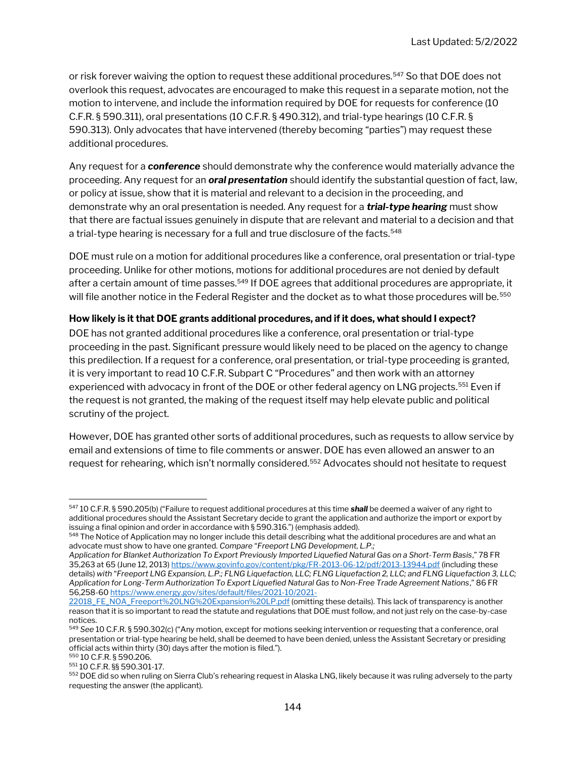or risk forever waiving the option to request these additional procedures.[547] So that DOE does not overlook this request, advocates are encouraged to make this request in a separate motion, not the motion to intervene, and include the information required by DOE for requests for conference (10 C.F.R. § 590.311), oral presentations (10 C.F.R. § 490.312), and trial-type hearings (10 C.F.R. § 590.313). Only advocates that have intervened (thereby becoming "parties") may request these additional procedures.

Any request for a ***conference*** should demonstrate why the conference would materially advance the proceeding. Any request for an ***oral presentation*** should identify the substantial question of fact, law, or policy at issue, show that it is material and relevant to a decision in the proceeding, and demonstrate why an oral presentation is needed. Any request for a ***trial-type hearing*** must show that there are factual issues genuinely in dispute that are relevant and material to a decision and that a trial-type hearing is necessary for a full and true disclosure of the facts.[548]

DOE must rule on a motion for additional procedures like a conference, oral presentation or trial-type proceeding. Unlike for other motions, motions for additional procedures are not denied by default after a certain amount of time passes.[549] If DOE agrees that additional procedures are appropriate, it will file another notice in the Federal Register and the docket as to what those procedures will be.[550]

**How likely is it that DOE grants additional procedures, and if it does, what should I expect?**

DOE has not granted additional procedures like a conference, oral presentation or trial-type proceeding in the past. Significant pressure would likely need to be placed on the agency to change this predilection. If a request for a conference, oral presentation, or trial-type proceeding is granted, it is very important to read 10 C.F.R. Subpart C "Procedures" and then work with an attorney experienced with advocacy in front of the DOE or other federal agency on LNG projects.[551] Even if the request is not granted, the making of the request itself may help elevate public and political scrutiny of the project.

However, DOE has granted other sorts of additional procedures, such as requests to allow service by email and extensions of time to file comments or answer. DOE has even allowed an answer to an request for rehearing, which isn't normally considered.[552] Advocates should not hesitate to request

---

[547] 10 C.F.R. § 590.205(b) ("Failure to request additional procedures at this time ***shall*** be deemed a waiver of any right to additional procedures should the Assistant Secretary decide to grant the application and authorize the import or export by issuing a final opinion and order in accordance with § 590.316.") (emphasis added).

[548] The Notice of Application may no longer include this detail describing what the additional procedures are and what an advocate must show to have one granted. *Compare* "*Freeport LNG Development, L.P.; Application for Blanket Authorization To Export Previously Imported Liquefied Natural Gas on a Short-Term Basis*," 78 FR 35,263 at 65 (June 12, 2013) https://www.govinfo.gov/content/pkg/FR-2013-06-12/pdf/2013-13944.pdf (including these details) *with* "*Freeport LNG Expansion, L.P.; FLNG Liquefaction, LLC; FLNG Liquefaction 2, LLC; and FLNG Liquefaction 3, LLC; Application for Long-Term Authorization To Export Liquefied Natural Gas to Non-Free Trade Agreement Nations*," 86 FR 56,258-60 https://www.energy.gov/sites/default/files/2021-10/2021-22018_FE_NOA_Freeport%20LNG%20Expansion%20LP.pdf (omitting these details). This lack of transparency is another reason that it is so important to read the statute and regulations that DOE must follow, and not just rely on the case-by-case notices.

[549] *See* 10 C.F.R. § 590.302(c) ("Any motion, except for motions seeking intervention or requesting that a conference, oral presentation or trial-type hearing be held, shall be deemed to have been denied, unless the Assistant Secretary or presiding official acts within thirty (30) days after the motion is filed.").

[550] 10 C.F.R. § 590.206.

[551] 10 C.F.R. §§ 590.301-17.

[552] DOE did so when ruling on Sierra Club's rehearing request in Alaska LNG, likely because it was ruling adversely to the party requesting the answer (the applicant).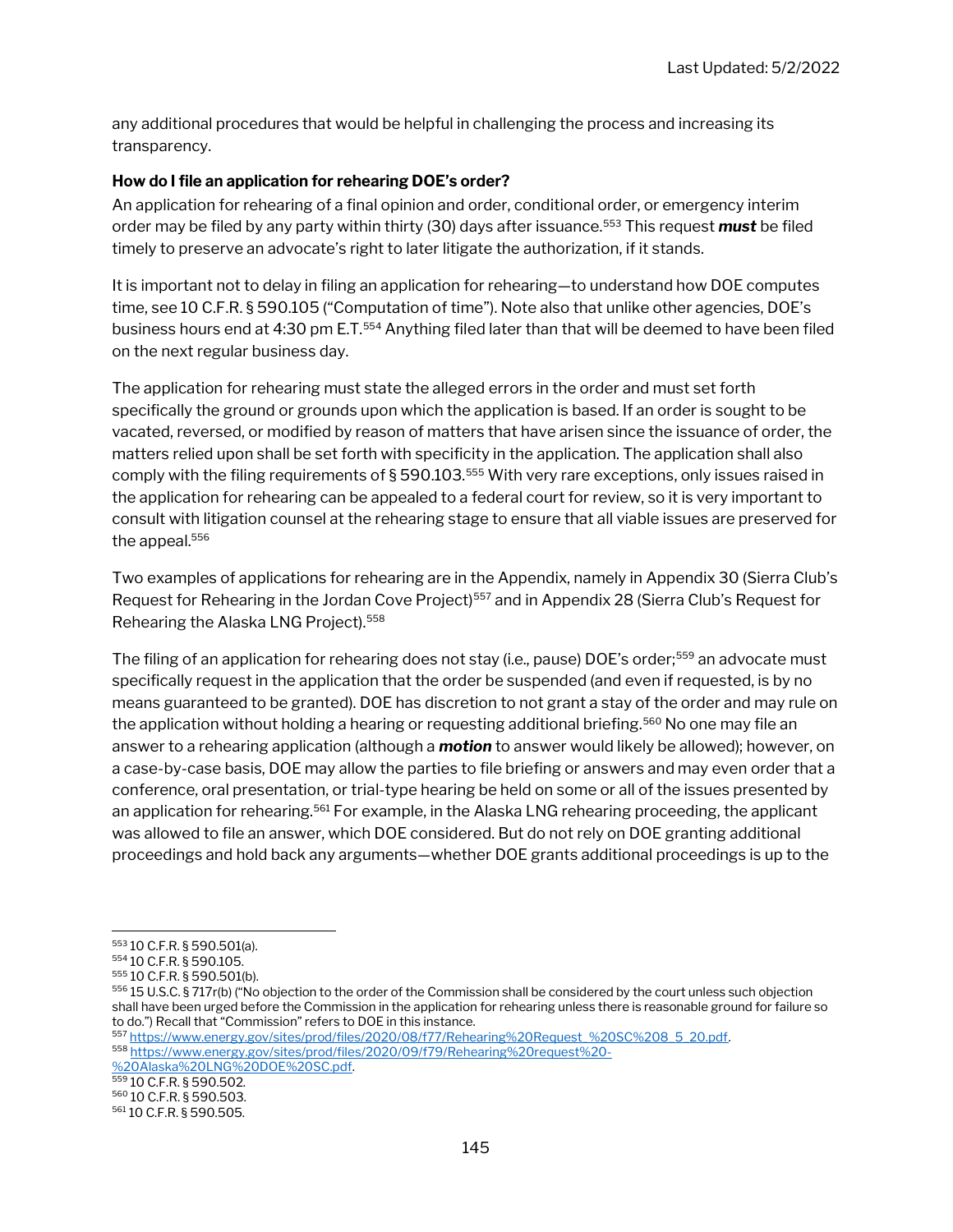any additional procedures that would be helpful in challenging the process and increasing its transparency.

**How do I file an application for rehearing DOE's order?**

An application for rehearing of a final opinion and order, conditional order, or emergency interim order may be filed by any party within thirty (30) days after issuance.[553] This request ***must*** be filed timely to preserve an advocate's right to later litigate the authorization, if it stands.

It is important not to delay in filing an application for rehearing—to understand how DOE computes time, see 10 C.F.R. § 590.105 ("Computation of time"). Note also that unlike other agencies, DOE's business hours end at 4:30 pm E.T.[554] Anything filed later than that will be deemed to have been filed on the next regular business day.

The application for rehearing must state the alleged errors in the order and must set forth specifically the ground or grounds upon which the application is based. If an order is sought to be vacated, reversed, or modified by reason of matters that have arisen since the issuance of order, the matters relied upon shall be set forth with specificity in the application. The application shall also comply with the filing requirements of § 590.103.[555] With very rare exceptions, only issues raised in the application for rehearing can be appealed to a federal court for review, so it is very important to consult with litigation counsel at the rehearing stage to ensure that all viable issues are preserved for the appeal.[556]

Two examples of applications for rehearing are in the Appendix, namely in Appendix 30 (Sierra Club's Request for Rehearing in the Jordan Cove Project)[557] and in Appendix 28 (Sierra Club's Request for Rehearing the Alaska LNG Project).[558]

The filing of an application for rehearing does not stay (i.e., pause) DOE's order;[559] an advocate must specifically request in the application that the order be suspended (and even if requested, is by no means guaranteed to be granted). DOE has discretion to not grant a stay of the order and may rule on the application without holding a hearing or requesting additional briefing.[560] No one may file an answer to a rehearing application (although a ***motion*** to answer would likely be allowed); however, on a case-by-case basis, DOE may allow the parties to file briefing or answers and may even order that a conference, oral presentation, or trial-type hearing be held on some or all of the issues presented by an application for rehearing.[561] For example, in the Alaska LNG rehearing proceeding, the applicant was allowed to file an answer, which DOE considered. But do not rely on DOE granting additional proceedings and hold back any arguments—whether DOE grants additional proceedings is up to the

---

[553] 10 C.F.R. § 590.501(a).

[554] 10 C.F.R. § 590.105.

[555] 10 C.F.R. § 590.501(b).

[556] 15 U.S.C. § 717r(b) ("No objection to the order of the Commission shall be considered by the court unless such objection shall have been urged before the Commission in the application for rehearing unless there is reasonable ground for failure so to do.") Recall that "Commission" refers to DOE in this instance.

[557] https://www.energy.gov/sites/prod/files/2020/08/f77/Rehearing%20Request_%20SC%208_5_20.pdf.

[558] https://www.energy.gov/sites/prod/files/2020/09/f79/Rehearing%20request%20-%20Alaska%20LNG%20DOE%20SC.pdf.

[559] 10 C.F.R. § 590.502.

[560] 10 C.F.R. § 590.503.

[561] 10 C.F.R. § 590.505.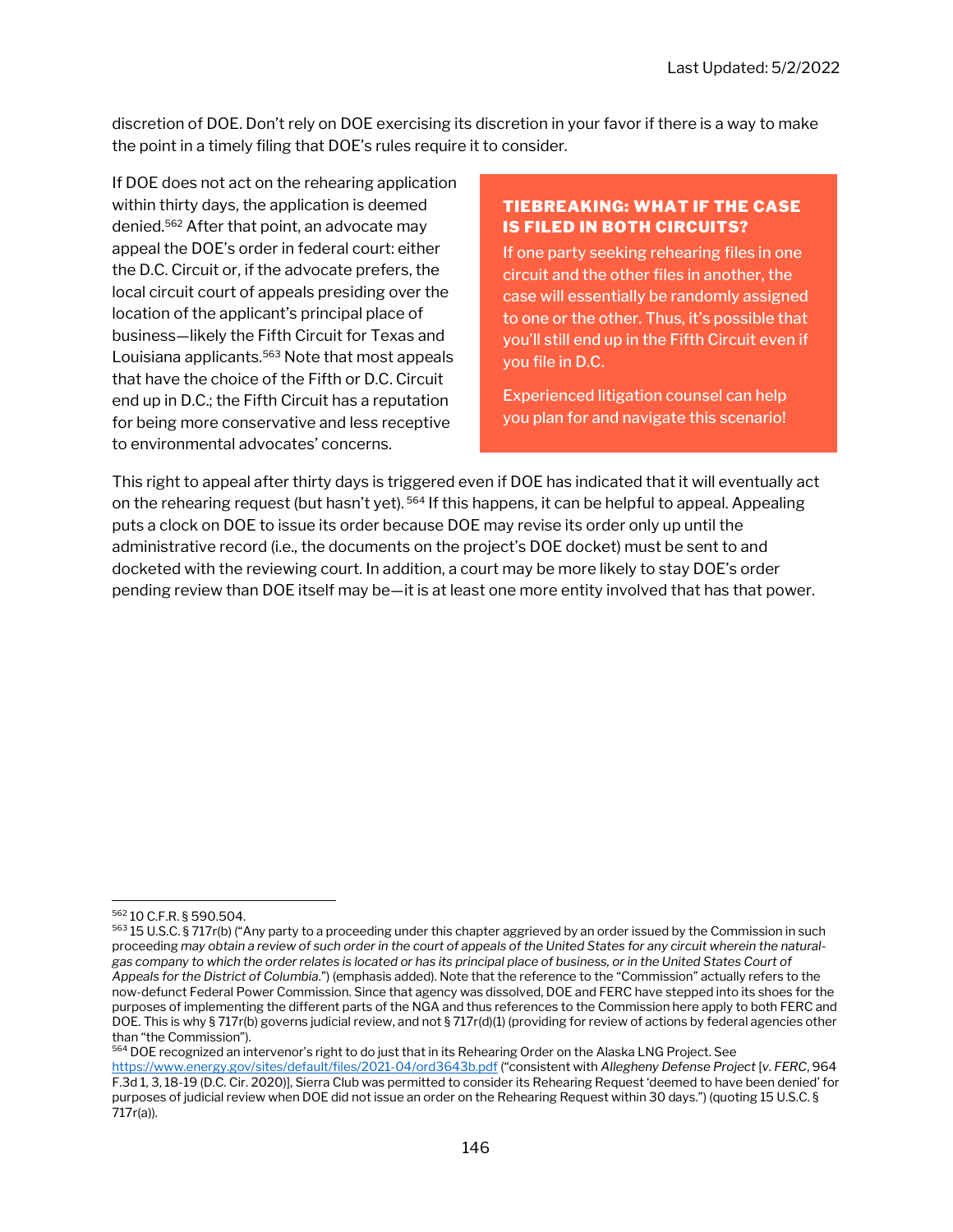discretion of DOE. Don't rely on DOE exercising its discretion in your favor if there is a way to make the point in a timely filing that DOE's rules require it to consider.

If DOE does not act on the rehearing application within thirty days, the application is deemed denied.[562] After that point, an advocate may appeal the DOE's order in federal court: either the D.C. Circuit or, if the advocate prefers, the local circuit court of appeals presiding over the location of the applicant's principal place of business—likely the Fifth Circuit for Texas and Louisiana applicants.[563] Note that most appeals that have the choice of the Fifth or D.C. Circuit end up in D.C.; the Fifth Circuit has a reputation for being more conservative and less receptive to environmental advocates' concerns.

> **TIEBREAKING: WHAT IF THE CASE IS FILED IN BOTH CIRCUITS?**
>
> If one party seeking rehearing files in one circuit and the other files in another, the case will essentially be randomly assigned to one or the other. Thus, it's possible that you'll still end up in the Fifth Circuit even if you file in D.C.
>
> Experienced litigation counsel can help you plan for and navigate this scenario!

This right to appeal after thirty days is triggered even if DOE has indicated that it will eventually act on the rehearing request (but hasn't yet).[564] If this happens, it can be helpful to appeal. Appealing puts a clock on DOE to issue its order because DOE may revise its order only up until the administrative record (i.e., the documents on the project's DOE docket) must be sent to and docketed with the reviewing court. In addition, a court may be more likely to stay DOE's order pending review than DOE itself may be—it is at least one more entity involved that has that power.

---

[562] 10 C.F.R. § 590.504.

[563] 15 U.S.C. § 717r(b) ("Any party to a proceeding under this chapter aggrieved by an order issued by the Commission in such proceeding *may obtain a review of such order in the court of appeals of the United States for any circuit wherein the natural-gas company to which the order relates is located or has its principal place of business, or in the United States Court of Appeals for the District of Columbia*.") (emphasis added). Note that the reference to the "Commission" actually refers to the now-defunct Federal Power Commission. Since that agency was dissolved, DOE and FERC have stepped into its shoes for the purposes of implementing the different parts of the NGA and thus references to the Commission here apply to both FERC and DOE. This is why § 717r(b) governs judicial review, and not § 717r(d)(1) (providing for review of actions by federal agencies other than "the Commission").

[564] DOE recognized an intervenor's right to do just that in its Rehearing Order on the Alaska LNG Project. See https://www.energy.gov/sites/default/files/2021-04/ord3643b.pdf ("consistent with *Allegheny Defense Project* [*v. FERC*, 964 F.3d 1, 3, 18-19 (D.C. Cir. 2020)], Sierra Club was permitted to consider its Rehearing Request 'deemed to have been denied' for purposes of judicial review when DOE did not issue an order on the Rehearing Request within 30 days.") (quoting 15 U.S.C. § 717r(a)).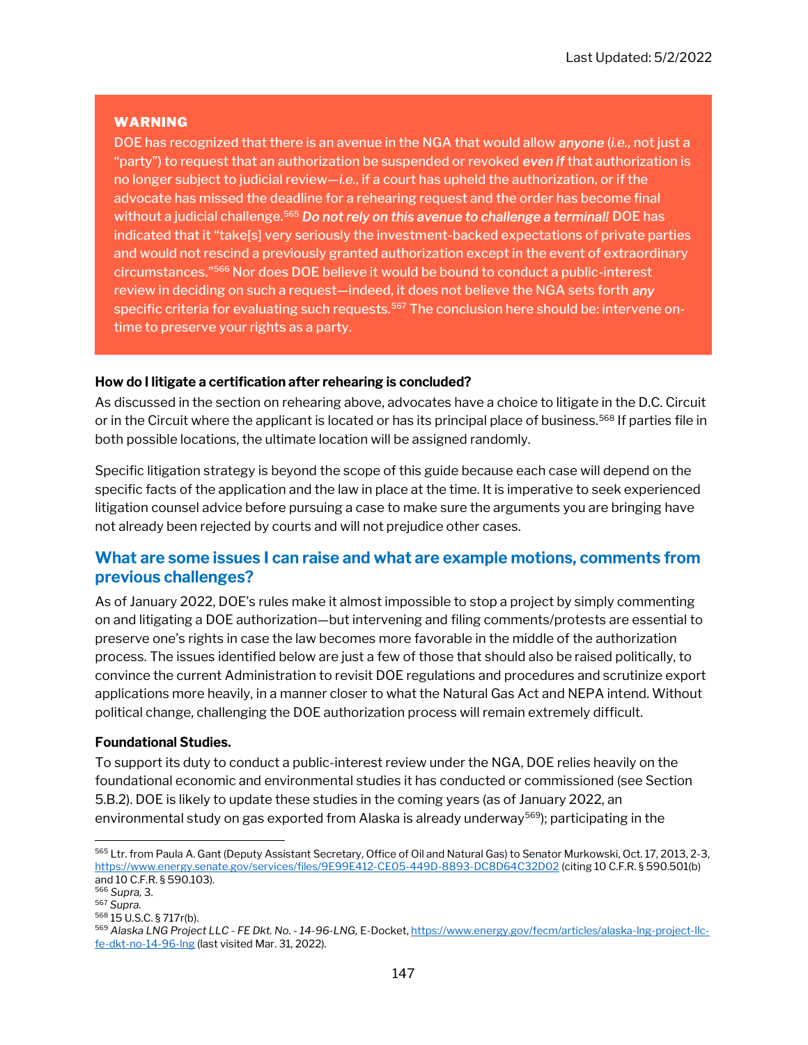> **WARNING**
>
> DOE has recognized that there is an avenue in the NGA that would allow ***anyone*** (*i.e.*, not just a "party") to request that an authorization be suspended or revoked ***even if*** that authorization is no longer subject to judicial review—*i.e.*, if a court has upheld the authorization, or if the advocate has missed the deadline for a rehearing request and the order has become final without a judicial challenge.[565] ***Do not rely on this avenue to challenge a terminal!*** DOE has indicated that it "take[s] very seriously the investment-backed expectations of private parties and would not rescind a previously granted authorization except in the event of extraordinary circumstances."[566] Nor does DOE believe it would be bound to conduct a public-interest review in deciding on such a request—indeed, it does not believe the NGA sets forth ***any*** specific criteria for evaluating such requests.[567] The conclusion here should be: intervene on-time to preserve your rights as a party.

**How do I litigate a certification after rehearing is concluded?**

As discussed in the section on rehearing above, advocates have a choice to litigate in the D.C. Circuit or in the Circuit where the applicant is located or has its principal place of business.[568] If parties file in both possible locations, the ultimate location will be assigned randomly.

Specific litigation strategy is beyond the scope of this guide because each case will depend on the specific facts of the application and the law in place at the time. It is imperative to seek experienced litigation counsel advice before pursuing a case to make sure the arguments you are bringing have not already been rejected by courts and will not prejudice other cases.

## What are some issues I can raise and what are example motions, comments from previous challenges?

As of January 2022, DOE's rules make it almost impossible to stop a project by simply commenting on and litigating a DOE authorization—but intervening and filing comments/protests are essential to preserve one's rights in case the law becomes more favorable in the middle of the authorization process. The issues identified below are just a few of those that should also be raised politically, to convince the current Administration to revisit DOE regulations and procedures and scrutinize export applications more heavily, in a manner closer to what the Natural Gas Act and NEPA intend. Without political change, challenging the DOE authorization process will remain extremely difficult.

**Foundational Studies.**

To support its duty to conduct a public-interest review under the NGA, DOE relies heavily on the foundational economic and environmental studies it has conducted or commissioned (see Section 5.B.2). DOE is likely to update these studies in the coming years (as of January 2022, an environmental study on gas exported from Alaska is already underway[569]); participating in the

---

[565] Ltr. from Paula A. Gant (Deputy Assistant Secretary, Office of Oil and Natural Gas) to Senator Murkowski, Oct. 17, 2013, 2-3, https://www.energy.senate.gov/services/files/9E99E412-CE05-449D-8893-DC8D64C32D02 (citing 10 C.F.R. § 590.501(b) and 10 C.F.R. § 590.103).

[566] *Supra,* 3.

[567] *Supra.*

[568] 15 U.S.C. § 717r(b).

[569] *Alaska LNG Project LLC - FE Dkt. No. - 14-96-LNG,* E-Docket, https://www.energy.gov/fecm/articles/alaska-lng-project-llc-fe-dkt-no-14-96-lng (last visited Mar. 31, 2022).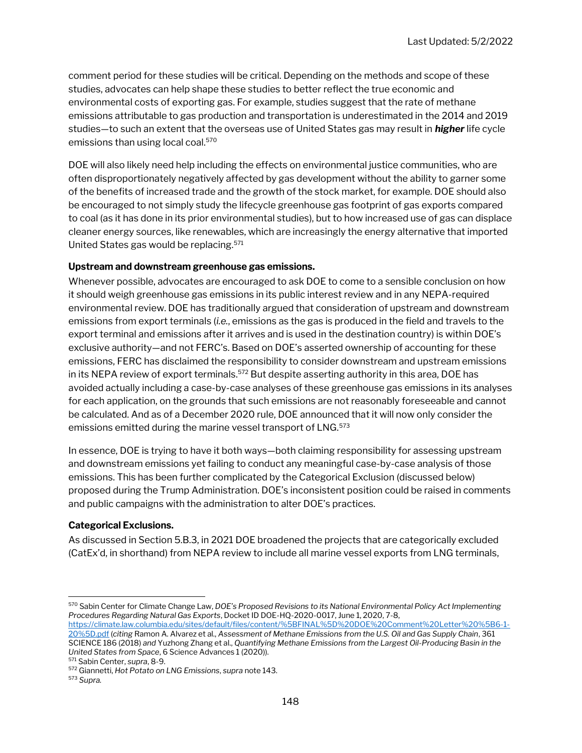comment period for these studies will be critical. Depending on the methods and scope of these studies, advocates can help shape these studies to better reflect the true economic and environmental costs of exporting gas. For example, studies suggest that the rate of methane emissions attributable to gas production and transportation is underestimated in the 2014 and 2019 studies—to such an extent that the overseas use of United States gas may result in ***higher*** life cycle emissions than using local coal.[570]

DOE will also likely need help including the effects on environmental justice communities, who are often disproportionately negatively affected by gas development without the ability to garner some of the benefits of increased trade and the growth of the stock market, for example. DOE should also be encouraged to not simply study the lifecycle greenhouse gas footprint of gas exports compared to coal (as it has done in its prior environmental studies), but to how increased use of gas can displace cleaner energy sources, like renewables, which are increasingly the energy alternative that imported United States gas would be replacing.[571]

**Upstream and downstream greenhouse gas emissions.**

Whenever possible, advocates are encouraged to ask DOE to come to a sensible conclusion on how it should weigh greenhouse gas emissions in its public interest review and in any NEPA-required environmental review. DOE has traditionally argued that consideration of upstream and downstream emissions from export terminals (*i.e.*, emissions as the gas is produced in the field and travels to the export terminal and emissions after it arrives and is used in the destination country) is within DOE's exclusive authority—and not FERC's. Based on DOE's asserted ownership of accounting for these emissions, FERC has disclaimed the responsibility to consider downstream and upstream emissions in its NEPA review of export terminals.[572] But despite asserting authority in this area, DOE has avoided actually including a case-by-case analyses of these greenhouse gas emissions in its analyses for each application, on the grounds that such emissions are not reasonably foreseeable and cannot be calculated. And as of a December 2020 rule, DOE announced that it will now only consider the emissions emitted during the marine vessel transport of LNG.[573]

In essence, DOE is trying to have it both ways—both claiming responsibility for assessing upstream and downstream emissions yet failing to conduct any meaningful case-by-case analysis of those emissions. This has been further complicated by the Categorical Exclusion (discussed below) proposed during the Trump Administration. DOE's inconsistent position could be raised in comments and public campaigns with the administration to alter DOE's practices.

**Categorical Exclusions.**

As discussed in Section 5.B.3, in 2021 DOE broadened the projects that are categorically excluded (CatEx'd, in shorthand) from NEPA review to include all marine vessel exports from LNG terminals,

---

[570] Sabin Center for Climate Change Law, *DOE's Proposed Revisions to its National Environmental Policy Act Implementing Procedures Regarding Natural Gas Exports*, Docket ID DOE-HQ-2020-0017, June 1, 2020, 7-8, https://climate.law.columbia.edu/sites/default/files/content/%5BFINAL%5D%20DOE%20Comment%20Letter%20%5B6-1-20%5D.pdf (*citing* Ramon A. Alvarez et al., *Assessment of Methane Emissions from the U.S. Oil and Gas Supply Chain*, 361 SCIENCE 186 (2018) *and* Yuzhong Zhang et al., *Quantifying Methane Emissions from the Largest Oil-Producing Basin in the United States from Space*, 6 Science Advances 1 (2020)).

[571] Sabin Center, *supra*, 8-9.

[572] Giannetti, *Hot Potato on LNG Emissions*, *supra* note 143.

[573] *Supra.*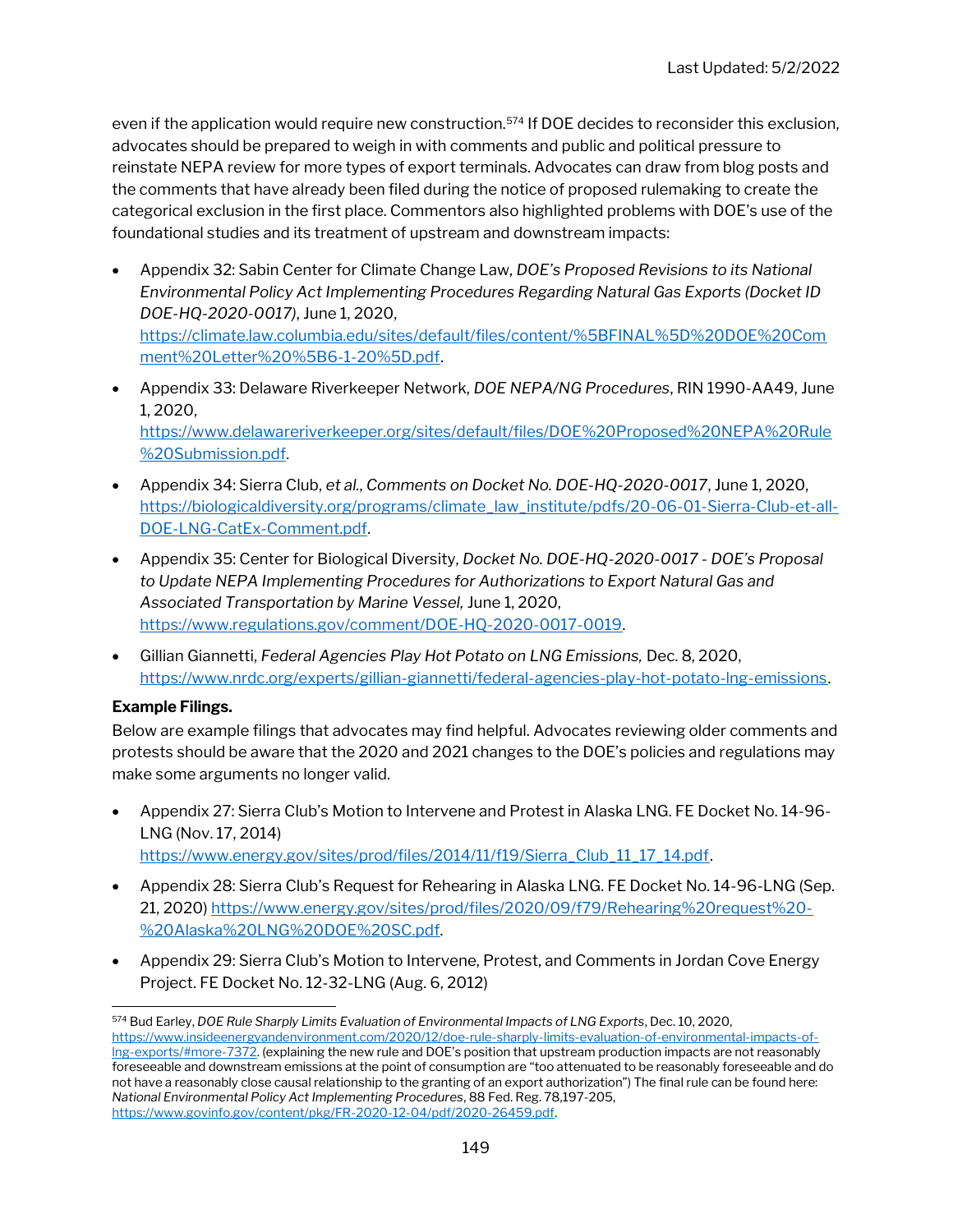even if the application would require new construction.[574] If DOE decides to reconsider this exclusion, advocates should be prepared to weigh in with comments and public and political pressure to reinstate NEPA review for more types of export terminals. Advocates can draw from blog posts and the comments that have already been filed during the notice of proposed rulemaking to create the categorical exclusion in the first place. Commentors also highlighted problems with DOE's use of the foundational studies and its treatment of upstream and downstream impacts:

- Appendix 32: Sabin Center for Climate Change Law, *DOE's Proposed Revisions to its National Environmental Policy Act Implementing Procedures Regarding Natural Gas Exports (Docket ID DOE-HQ-2020-0017)*, June 1, 2020, https://climate.law.columbia.edu/sites/default/files/content/%5BFINAL%5D%20DOE%20Comment%20Letter%20%5B6-1-20%5D.pdf.
- Appendix 33: Delaware Riverkeeper Network, *DOE NEPA/NG Procedures*, RIN 1990-AA49, June 1, 2020, https://www.delawareriverkeeper.org/sites/default/files/DOE%20Proposed%20NEPA%20Rule%20Submission.pdf.
- Appendix 34: Sierra Club, *et al.*, *Comments on Docket No. DOE-HQ-2020-0017*, June 1, 2020, https://biologicaldiversity.org/programs/climate_law_institute/pdfs/20-06-01-Sierra-Club-et-all-DOE-LNG-CatEx-Comment.pdf.
- Appendix 35: Center for Biological Diversity, *Docket No. DOE-HQ-2020-0017 - DOE's Proposal to Update NEPA Implementing Procedures for Authorizations to Export Natural Gas and Associated Transportation by Marine Vessel,* June 1, 2020, https://www.regulations.gov/comment/DOE-HQ-2020-0017-0019.
- Gillian Giannetti, *Federal Agencies Play Hot Potato on LNG Emissions,* Dec. 8, 2020, https://www.nrdc.org/experts/gillian-giannetti/federal-agencies-play-hot-potato-lng-emissions.

**Example Filings.**

Below are example filings that advocates may find helpful. Advocates reviewing older comments and protests should be aware that the 2020 and 2021 changes to the DOE's policies and regulations may make some arguments no longer valid.

- Appendix 27: Sierra Club's Motion to Intervene and Protest in Alaska LNG. FE Docket No. 14-96-LNG (Nov. 17, 2014) https://www.energy.gov/sites/prod/files/2014/11/f19/Sierra_Club_11_17_14.pdf.
- Appendix 28: Sierra Club's Request for Rehearing in Alaska LNG. FE Docket No. 14-96-LNG (Sep. 21, 2020) https://www.energy.gov/sites/prod/files/2020/09/f79/Rehearing%20request%20-%20Alaska%20LNG%20DOE%20SC.pdf.
- Appendix 29: Sierra Club's Motion to Intervene, Protest, and Comments in Jordan Cove Energy Project. FE Docket No. 12-32-LNG (Aug. 6, 2012)

---

[574] Bud Earley, *DOE Rule Sharply Limits Evaluation of Environmental Impacts of LNG Exports*, Dec. 10, 2020, https://www.insideenergyandenvironment.com/2020/12/doe-rule-sharply-limits-evaluation-of-environmental-impacts-of-lng-exports/#more-7372. (explaining the new rule and DOE's position that upstream production impacts are not reasonably foreseeable and downstream emissions at the point of consumption are "too attenuated to be reasonably foreseeable and do not have a reasonably close causal relationship to the granting of an export authorization") The final rule can be found here: *National Environmental Policy Act Implementing Procedures*, 88 Fed. Reg. 78,197-205, https://www.govinfo.gov/content/pkg/FR-2020-12-04/pdf/2020-26459.pdf.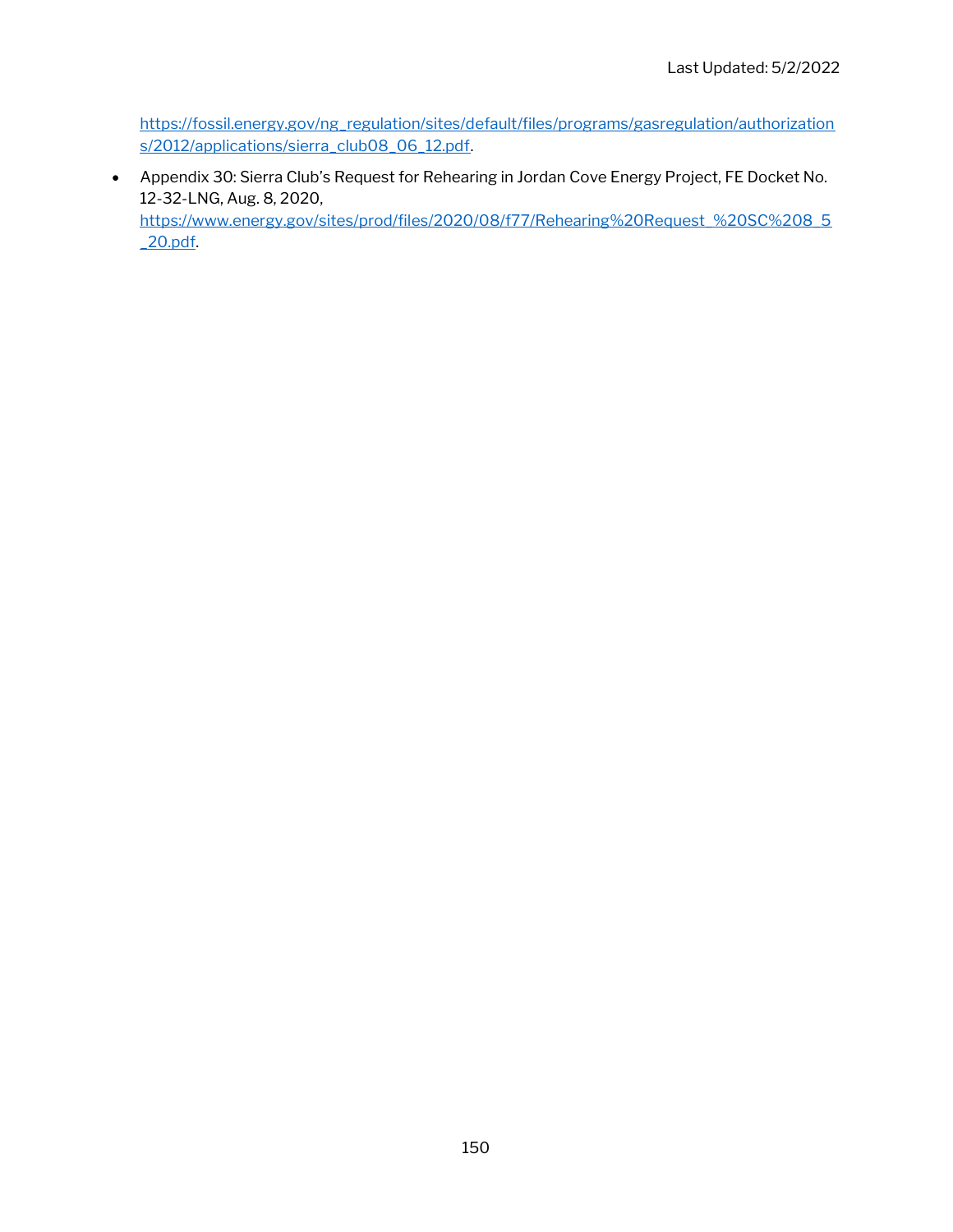https://fossil.energy.gov/ng_regulation/sites/default/files/programs/gasregulation/authorizations/2012/applications/sierra_club08_06_12.pdf.

- Appendix 30: Sierra Club's Request for Rehearing in Jordan Cove Energy Project, FE Docket No. 12-32-LNG, Aug. 8, 2020, https://www.energy.gov/sites/prod/files/2020/08/f77/Rehearing%20Request_%20SC%208_5_20.pdf.